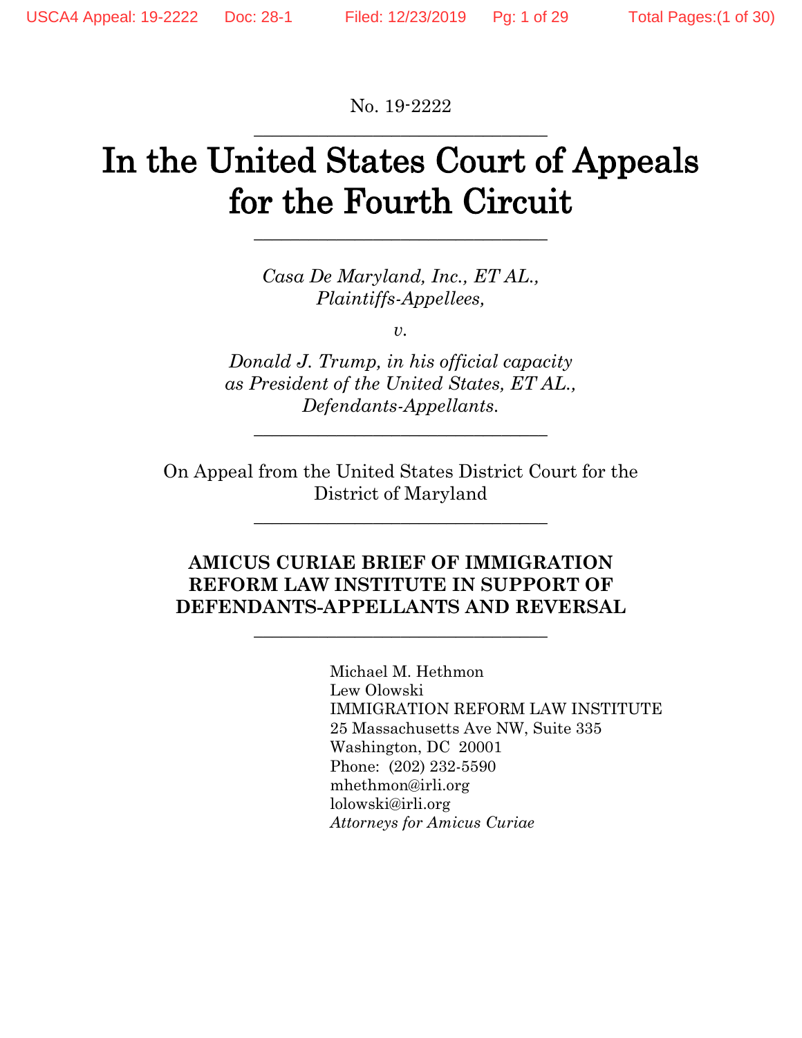No. 19-2222

# In the United States Court of Appeals for the Fourth Circuit

*Casa De Maryland, Inc., ET AL.,*
*Plaintiffs-Appellees,*

*v.*

*Donald J. Trump, in his official capacity as President of the United States, ET AL.,*
*Defendants-Appellants.*

On Appeal from the United States District Court for the District of Maryland

**AMICUS CURIAE BRIEF OF IMMIGRATION REFORM LAW INSTITUTE IN SUPPORT OF DEFENDANTS-APPELLANTS AND REVERSAL**

Michael M. Hethmon
Lew Olowski
IMMIGRATION REFORM LAW INSTITUTE
25 Massachusetts Ave NW, Suite 335
Washington, DC 20001
Phone: (202) 232-5590
mhethmon@irli.org
lolowski@irli.org
*Attorneys for Amicus Curiae*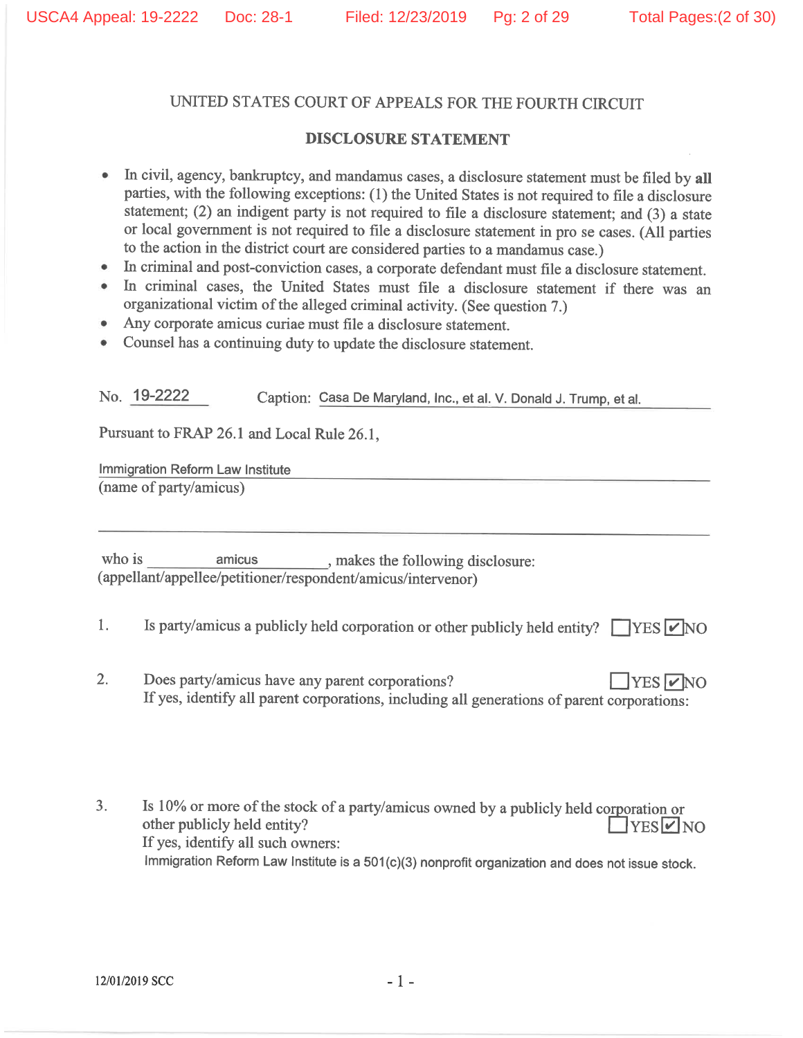UNITED STATES COURT OF APPEALS FOR THE FOURTH CIRCUIT

**DISCLOSURE STATEMENT**

- In civil, agency, bankruptcy, and mandamus cases, a disclosure statement must be filed by **all** parties, with the following exceptions: (1) the United States is not required to file a disclosure statement; (2) an indigent party is not required to file a disclosure statement; and (3) a state or local government is not required to file a disclosure statement in pro se cases. (All parties to the action in the district court are considered parties to a mandamus case.)
- In criminal and post-conviction cases, a corporate defendant must file a disclosure statement.
- In criminal cases, the United States must file a disclosure statement if there was an organizational victim of the alleged criminal activity. (See question 7.)
- Any corporate amicus curiae must file a disclosure statement.
- Counsel has a continuing duty to update the disclosure statement.

No. 19-2222 Caption: Casa De Maryland, Inc., et al. V. Donald J. Trump, et al.

Pursuant to FRAP 26.1 and Local Rule 26.1,

Immigration Reform Law Institute
(name of party/amicus)

who is amicus, makes the following disclosure:
(appellant/appellee/petitioner/respondent/amicus/intervenor)

1. Is party/amicus a publicly held corporation or other publicly held entity? ☐ YES ☑ NO

2. Does party/amicus have any parent corporations? ☐ YES ☑ NO
If yes, identify all parent corporations, including all generations of parent corporations:

3. Is 10% or more of the stock of a party/amicus owned by a publicly held corporation or other publicly held entity? ☐ YES ☑ NO
If yes, identify all such owners:
Immigration Reform Law Institute is a 501(c)(3) nonprofit organization and does not issue stock.

12/01/2019 SCC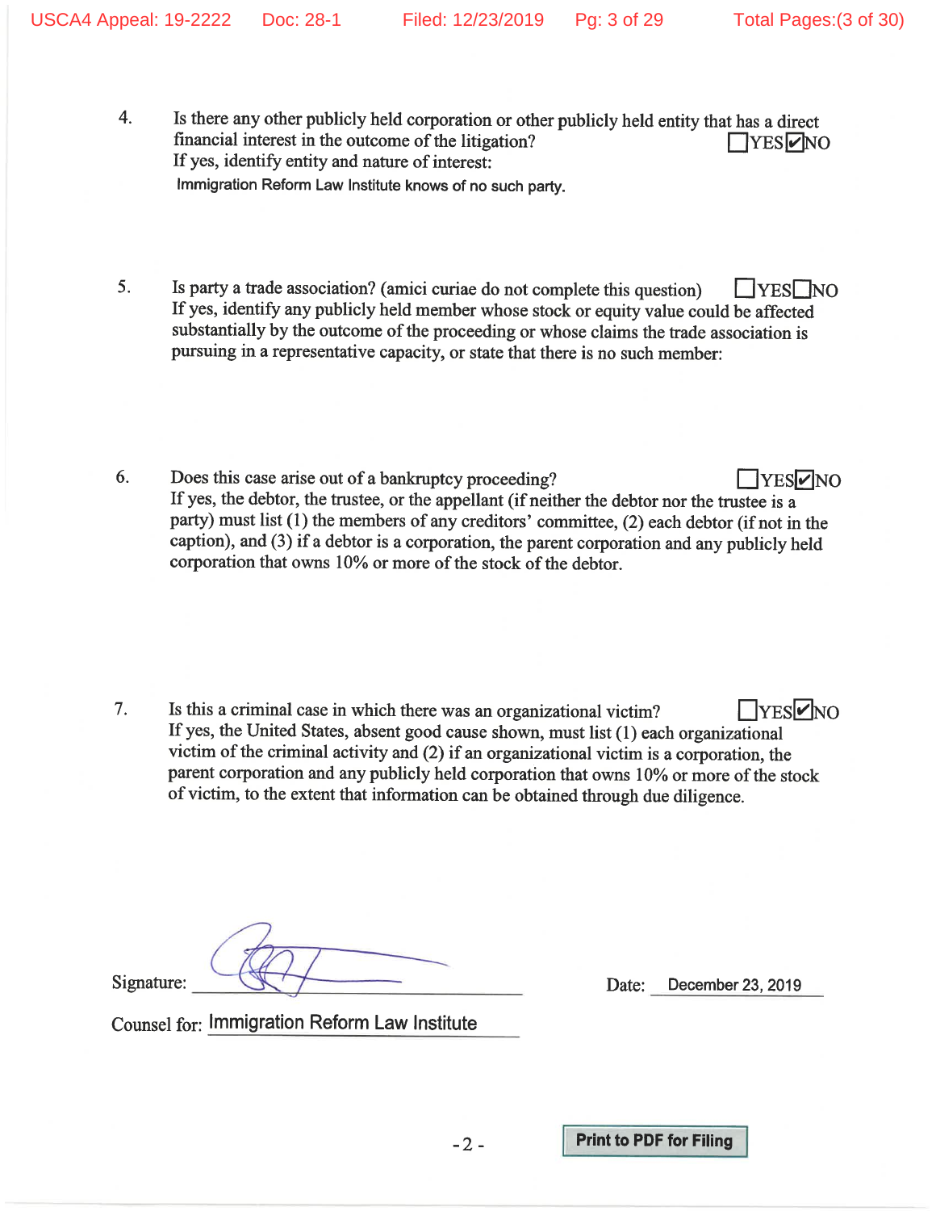4. Is there any other publicly held corporation or other publicly held entity that has a direct financial interest in the outcome of the litigation? ☐YES ☑NO
If yes, identify entity and nature of interest:
Immigration Reform Law Institute knows of no such party.

5. Is party a trade association? (amici curiae do not complete this question) ☐YES ☐NO
If yes, identify any publicly held member whose stock or equity value could be affected substantially by the outcome of the proceeding or whose claims the trade association is pursuing in a representative capacity, or state that there is no such member:

6. Does this case arise out of a bankruptcy proceeding? ☐YES ☑NO
If yes, the debtor, the trustee, or the appellant (if neither the debtor nor the trustee is a party) must list (1) the members of any creditors' committee, (2) each debtor (if not in the caption), and (3) if a debtor is a corporation, the parent corporation and any publicly held corporation that owns 10% or more of the stock of the debtor.

7. Is this a criminal case in which there was an organizational victim? ☐YES ☑NO
If yes, the United States, absent good cause shown, must list (1) each organizational victim of the criminal activity and (2) if an organizational victim is a corporation, the parent corporation and any publicly held corporation that owns 10% or more of the stock of victim, to the extent that information can be obtained through due diligence.

Signature: ____________________ Date: December 23, 2019

Counsel for: Immigration Reform Law Institute

Print to PDF for Filing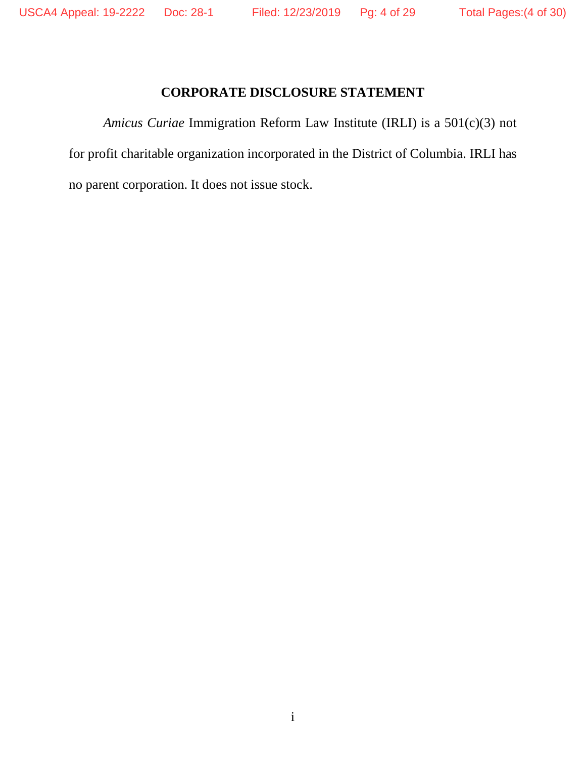## CORPORATE DISCLOSURE STATEMENT

*Amicus Curiae* Immigration Reform Law Institute (IRLI) is a 501(c)(3) not for profit charitable organization incorporated in the District of Columbia. IRLI has no parent corporation. It does not issue stock.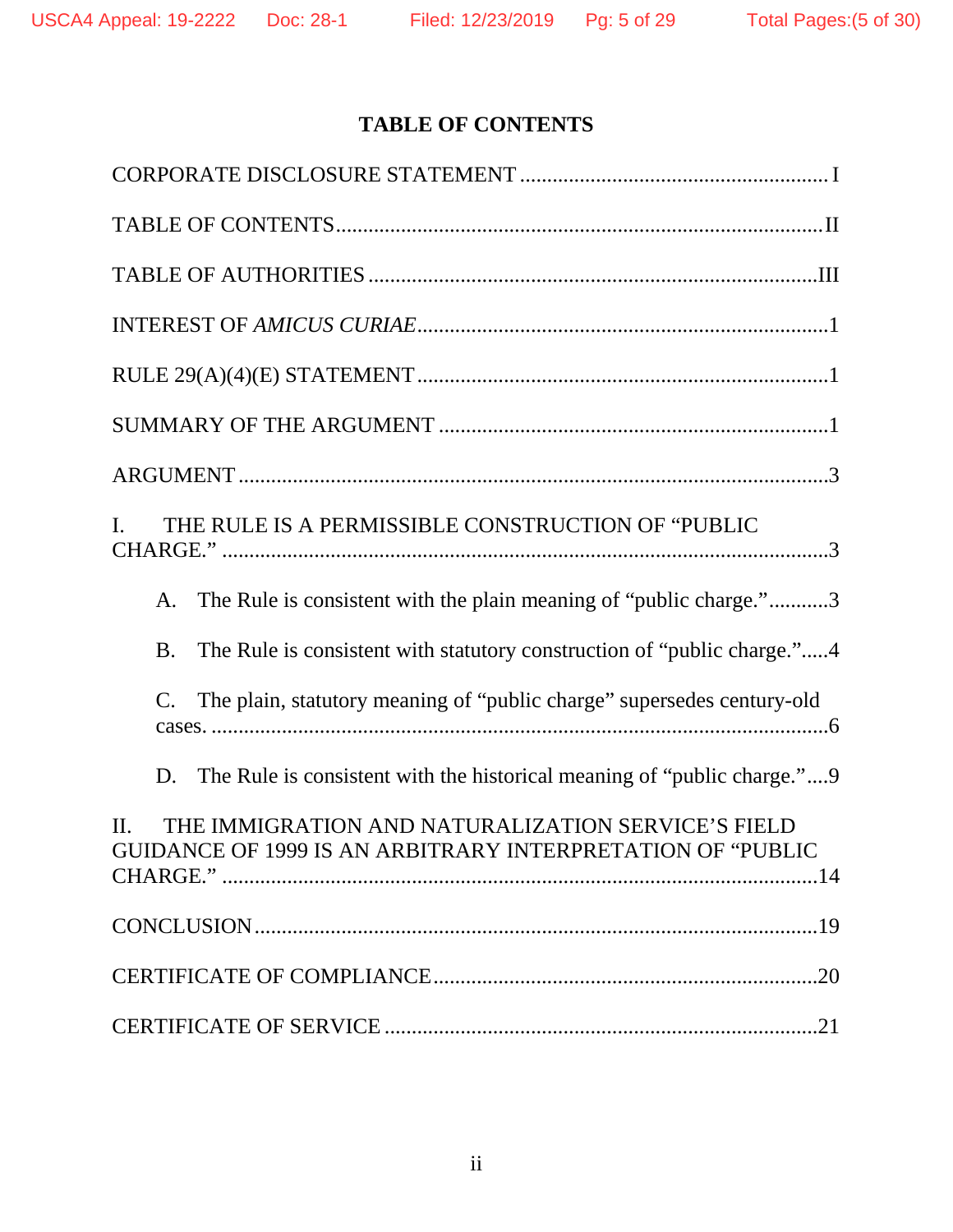## TABLE OF CONTENTS

CORPORATE DISCLOSURE STATEMENT ........................................................ I

TABLE OF CONTENTS..........................................................................................II

TABLE OF AUTHORITIES ..................................................................................III

INTEREST OF *AMICUS CURIAE*............................................................................1

RULE 29(A)(4)(E) STATEMENT ............................................................................1

SUMMARY OF THE ARGUMENT .......................................................................1

ARGUMENT ............................................................................................................3

I. THE RULE IS A PERMISSIBLE CONSTRUCTION OF "PUBLIC CHARGE." ...................................................................................................3

  A. The Rule is consistent with the plain meaning of "public charge."...........3

  B. The Rule is consistent with statutory construction of "public charge.".....4

  C. The plain, statutory meaning of "public charge" supersedes century-old cases. ..................................................................................................6

  D. The Rule is consistent with the historical meaning of "public charge."....9

II. THE IMMIGRATION AND NATURALIZATION SERVICE'S FIELD GUIDANCE OF 1999 IS AN ARBITRARY INTERPRETATION OF "PUBLIC CHARGE." ...................................................................................................14

CONCLUSION........................................................................................................19

CERTIFICATE OF COMPLIANCE.......................................................................20

CERTIFICATE OF SERVICE ................................................................................21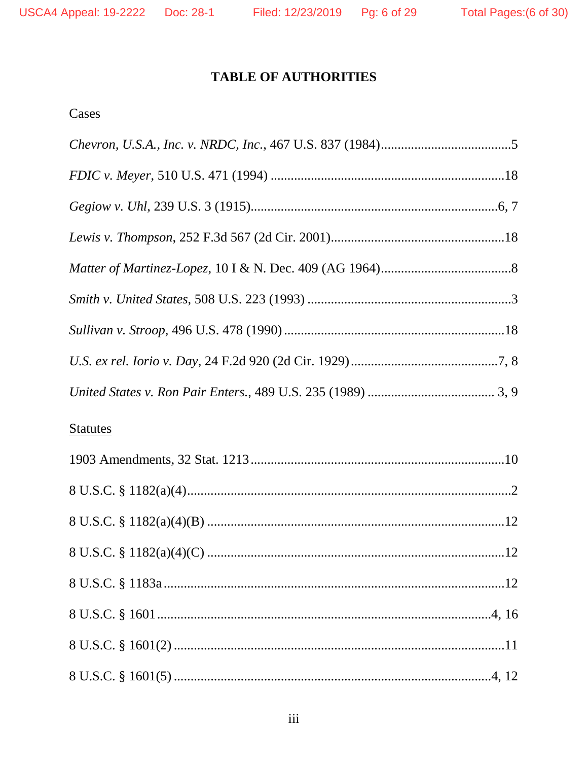# TABLE OF AUTHORITIES

Cases

*Chevron, U.S.A., Inc. v. NRDC, Inc.*, 467 U.S. 837 (1984).......................................5

*FDIC v. Meyer*, 510 U.S. 471 (1994) .....................................................................18

*Gegiow v. Uhl*, 239 U.S. 3 (1915).........................................................................6, 7

*Lewis v. Thompson*, 252 F.3d 567 (2d Cir. 2001)....................................................18

*Matter of Martinez-Lopez*, 10 I & N. Dec. 409 (AG 1964).......................................8

*Smith v. United States*, 508 U.S. 223 (1993) .............................................................3

*Sullivan v. Stroop*, 496 U.S. 478 (1990) ..................................................................18

*U.S. ex rel. Iorio v. Day*, 24 F.2d 920 (2d Cir. 1929)............................................7, 8

*United States v. Ron Pair Enters.*, 489 U.S. 235 (1989) ...................................... 3, 9

Statutes

1903 Amendments, 32 Stat. 1213...........................................................................10

8 U.S.C. § 1182(a)(4)................................................................................................2

8 U.S.C. § 1182(a)(4)(B) .........................................................................................12

8 U.S.C. § 1182(a)(4)(C) .........................................................................................12

8 U.S.C. § 1183a .....................................................................................................12

8 U.S.C. § 1601 ...................................................................................................4, 16

8 U.S.C. § 1601(2) ..................................................................................................11

8 U.S.C. § 1601(5) ...............................................................................................4, 12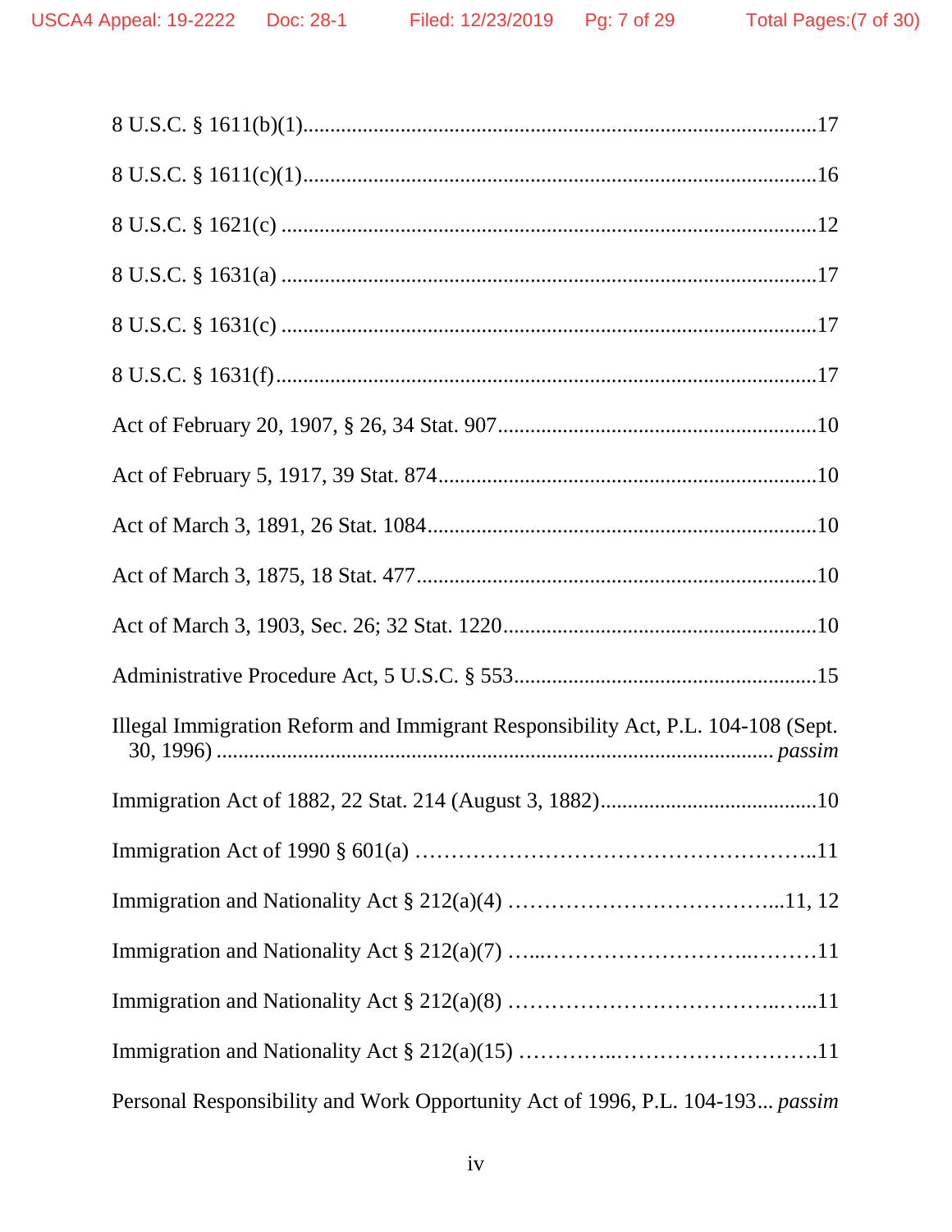8 U.S.C. § 1611(b)(1)........................................................................................17

8 U.S.C. § 1611(c)(1)........................................................................................16

8 U.S.C. § 1621(c) ............................................................................................12

8 U.S.C. § 1631(a) ............................................................................................17

8 U.S.C. § 1631(c) ............................................................................................17

8 U.S.C. § 1631(f)..............................................................................................17

Act of February 20, 1907, § 26, 34 Stat. 907......................................................10

Act of February 5, 1917, 39 Stat. 874................................................................10

Act of March 3, 1891, 26 Stat. 1084...................................................................10

Act of March 3, 1875, 18 Stat. 477.....................................................................10

Act of March 3, 1903, Sec. 26; 32 Stat. 1220......................................................10

Administrative Procedure Act, 5 U.S.C. § 553...................................................15

Illegal Immigration Reform and Immigrant Responsibility Act, P.L. 104-108 (Sept. 30, 1996) ......................................................................................... *passim*

Immigration Act of 1882, 22 Stat. 214 (August 3, 1882).....................................10

Immigration Act of 1990 § 601(a) ……………………………………………..11

Immigration and Nationality Act § 212(a)(4) ………………………………...11, 12

Immigration and Nationality Act § 212(a)(7) …..…………………….………11

Immigration and Nationality Act § 212(a)(8) ………………………………..…..11

Immigration and Nationality Act § 212(a)(15) ………….………………………11

Personal Responsibility and Work Opportunity Act of 1996, P.L. 104-193... *passim*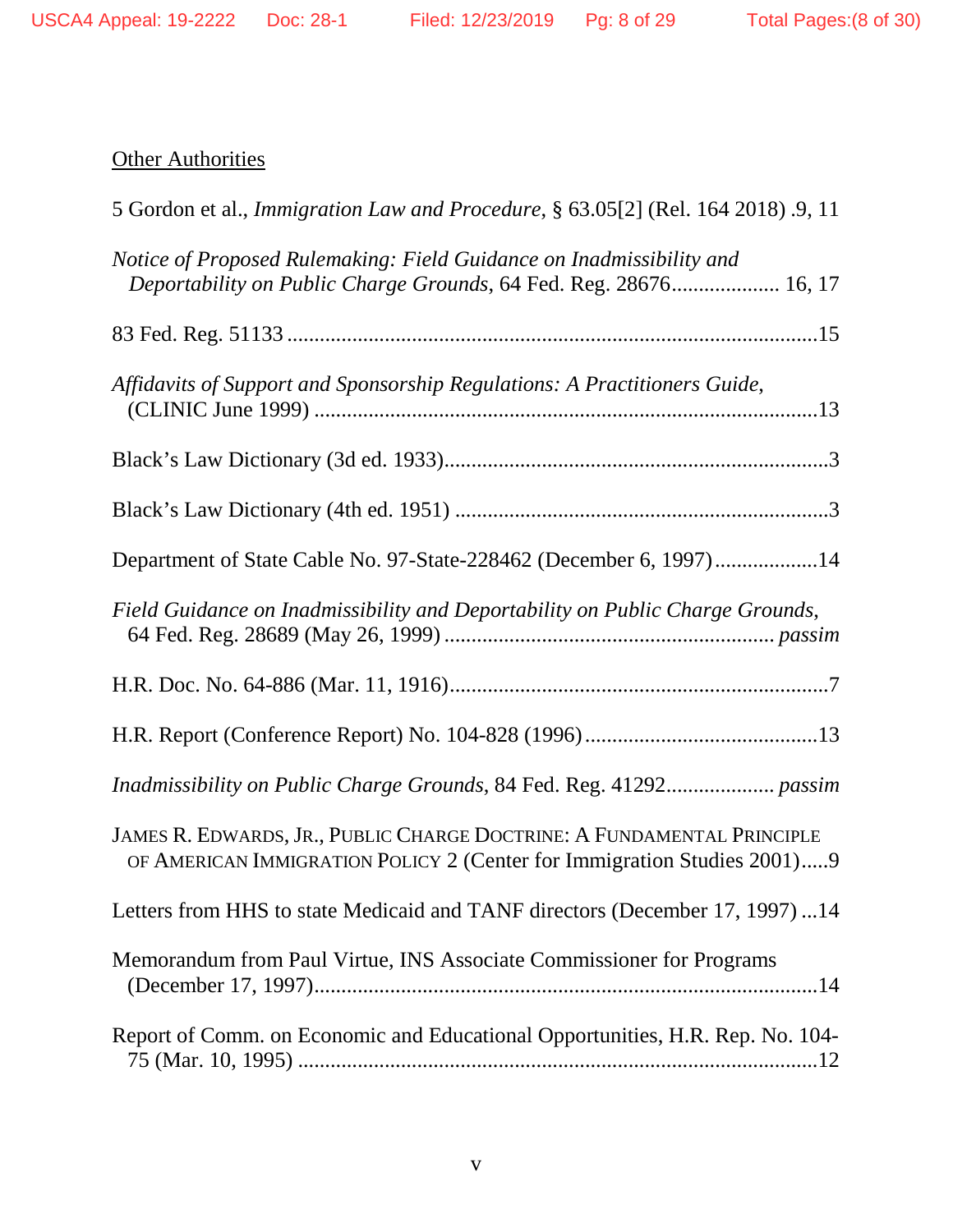<u>Other Authorities</u>

5 Gordon et al., *Immigration Law and Procedure*, § 63.05[2] (Rel. 164 2018) .9, 11

*Notice of Proposed Rulemaking: Field Guidance on Inadmissibility and Deportability on Public Charge Grounds*, 64 Fed. Reg. 28676.................... 16, 17

83 Fed. Reg. 51133 .................................................................................................15

*Affidavits of Support and Sponsorship Regulations: A Practitioners Guide*, (CLINIC June 1999) .............................................................................................13

Black's Law Dictionary (3d ed. 1933).......................................................................3

Black's Law Dictionary (4th ed. 1951) .....................................................................3

Department of State Cable No. 97-State-228462 (December 6, 1997)...................14

*Field Guidance on Inadmissibility and Deportability on Public Charge Grounds*, 64 Fed. Reg. 28689 (May 26, 1999) ........................................................... *passim*

H.R. Doc. No. 64-886 (Mar. 11, 1916)......................................................................7

H.R. Report (Conference Report) No. 104-828 (1996)...........................................13

*Inadmissibility on Public Charge Grounds*, 84 Fed. Reg. 41292.................... *passim*

JAMES R. EDWARDS, JR., PUBLIC CHARGE DOCTRINE: A FUNDAMENTAL PRINCIPLE OF AMERICAN IMMIGRATION POLICY 2 (Center for Immigration Studies 2001).....9

Letters from HHS to state Medicaid and TANF directors (December 17, 1997) ...14

Memorandum from Paul Virtue, INS Associate Commissioner for Programs (December 17, 1997)............................................................................................14

Report of Comm. on Economic and Educational Opportunities, H.R. Rep. No. 104-75 (Mar. 10, 1995) ...............................................................................................12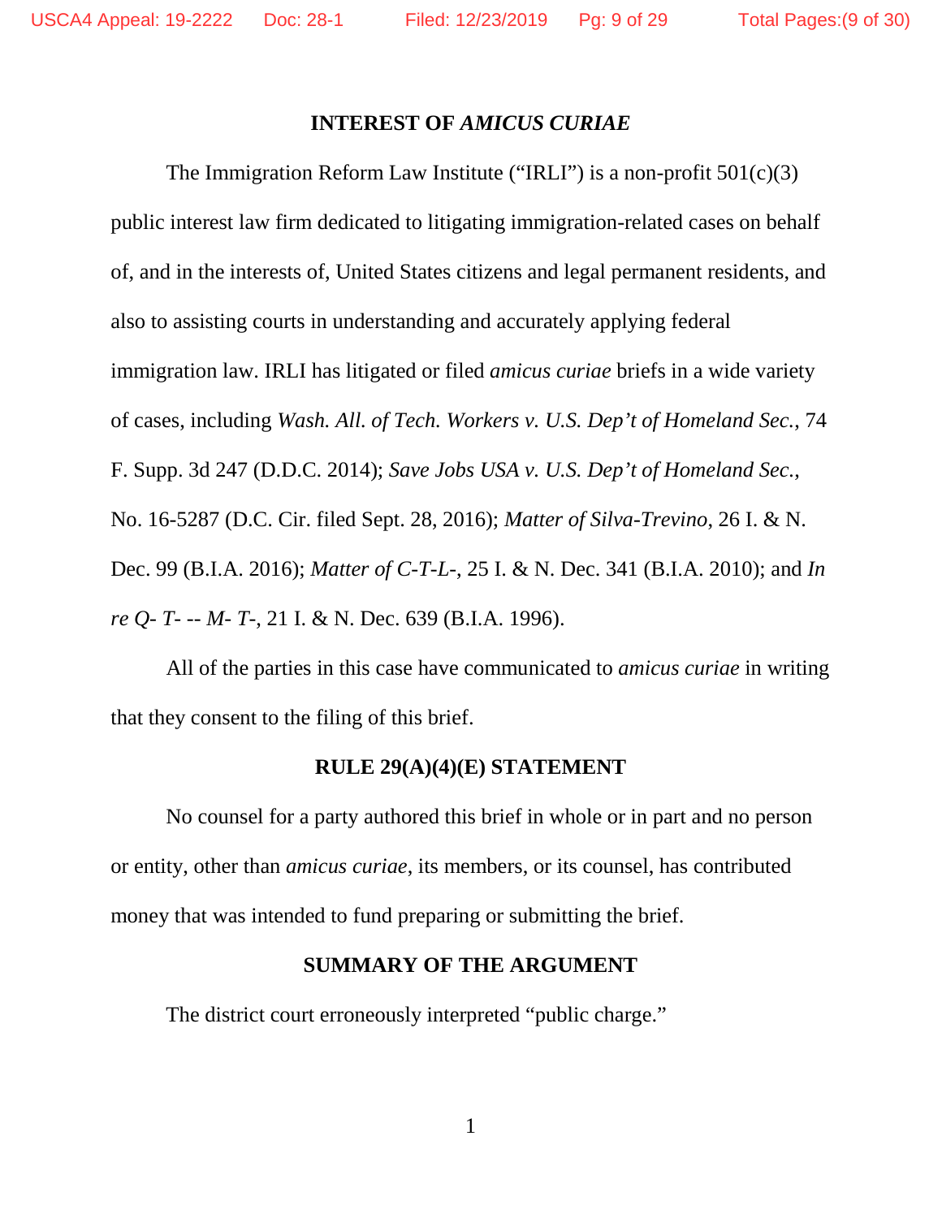## INTEREST OF *AMICUS CURIAE*

The Immigration Reform Law Institute ("IRLI") is a non-profit 501(c)(3) public interest law firm dedicated to litigating immigration-related cases on behalf of, and in the interests of, United States citizens and legal permanent residents, and also to assisting courts in understanding and accurately applying federal immigration law. IRLI has litigated or filed *amicus curiae* briefs in a wide variety of cases, including *Wash. All. of Tech. Workers v. U.S. Dep't of Homeland Sec.*, 74 F. Supp. 3d 247 (D.D.C. 2014); *Save Jobs USA v. U.S. Dep't of Homeland Sec.*, No. 16-5287 (D.C. Cir. filed Sept. 28, 2016); *Matter of Silva-Trevino*, 26 I. & N. Dec. 99 (B.I.A. 2016); *Matter of C-T-L-*, 25 I. & N. Dec. 341 (B.I.A. 2010); and *In re Q- T- -- M- T-*, 21 I. & N. Dec. 639 (B.I.A. 1996).

All of the parties in this case have communicated to *amicus curiae* in writing that they consent to the filing of this brief.

## RULE 29(A)(4)(E) STATEMENT

No counsel for a party authored this brief in whole or in part and no person or entity, other than *amicus curiae*, its members, or its counsel, has contributed money that was intended to fund preparing or submitting the brief.

## SUMMARY OF THE ARGUMENT

The district court erroneously interpreted "public charge."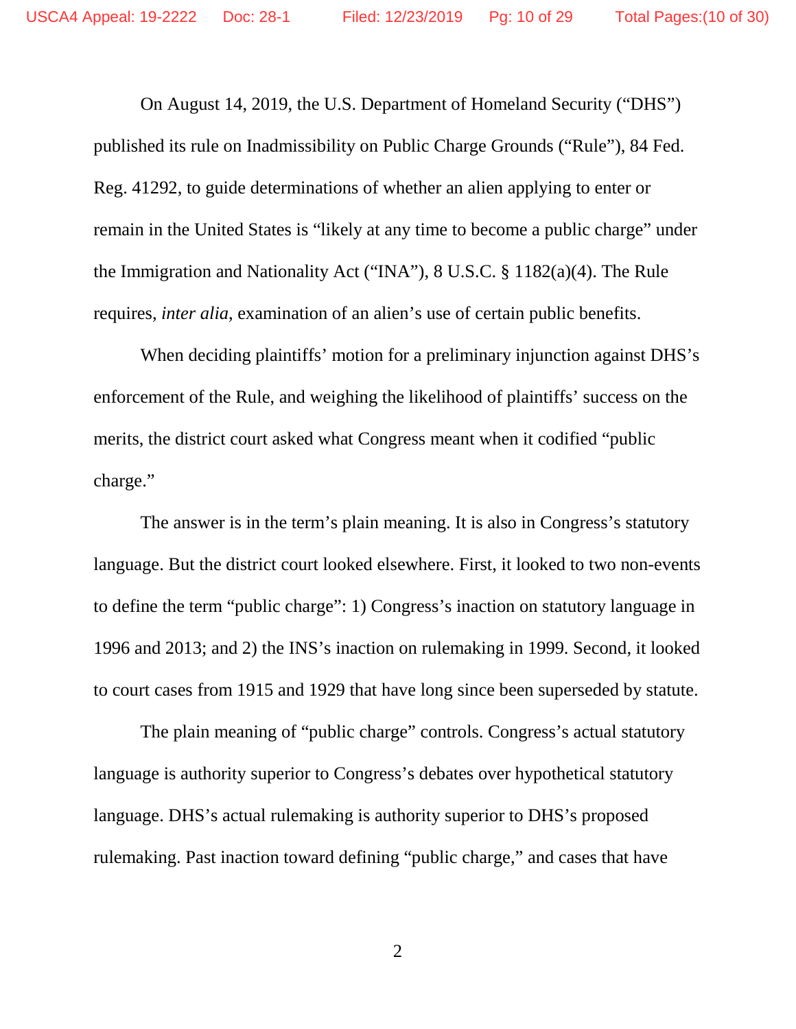On August 14, 2019, the U.S. Department of Homeland Security ("DHS") published its rule on Inadmissibility on Public Charge Grounds ("Rule"), 84 Fed. Reg. 41292, to guide determinations of whether an alien applying to enter or remain in the United States is "likely at any time to become a public charge" under the Immigration and Nationality Act ("INA"), 8 U.S.C. § 1182(a)(4). The Rule requires, *inter alia*, examination of an alien's use of certain public benefits.

When deciding plaintiffs' motion for a preliminary injunction against DHS's enforcement of the Rule, and weighing the likelihood of plaintiffs' success on the merits, the district court asked what Congress meant when it codified "public charge."

The answer is in the term's plain meaning. It is also in Congress's statutory language. But the district court looked elsewhere. First, it looked to two non-events to define the term "public charge": 1) Congress's inaction on statutory language in 1996 and 2013; and 2) the INS's inaction on rulemaking in 1999. Second, it looked to court cases from 1915 and 1929 that have long since been superseded by statute.

The plain meaning of "public charge" controls. Congress's actual statutory language is authority superior to Congress's debates over hypothetical statutory language. DHS's actual rulemaking is authority superior to DHS's proposed rulemaking. Past inaction toward defining "public charge," and cases that have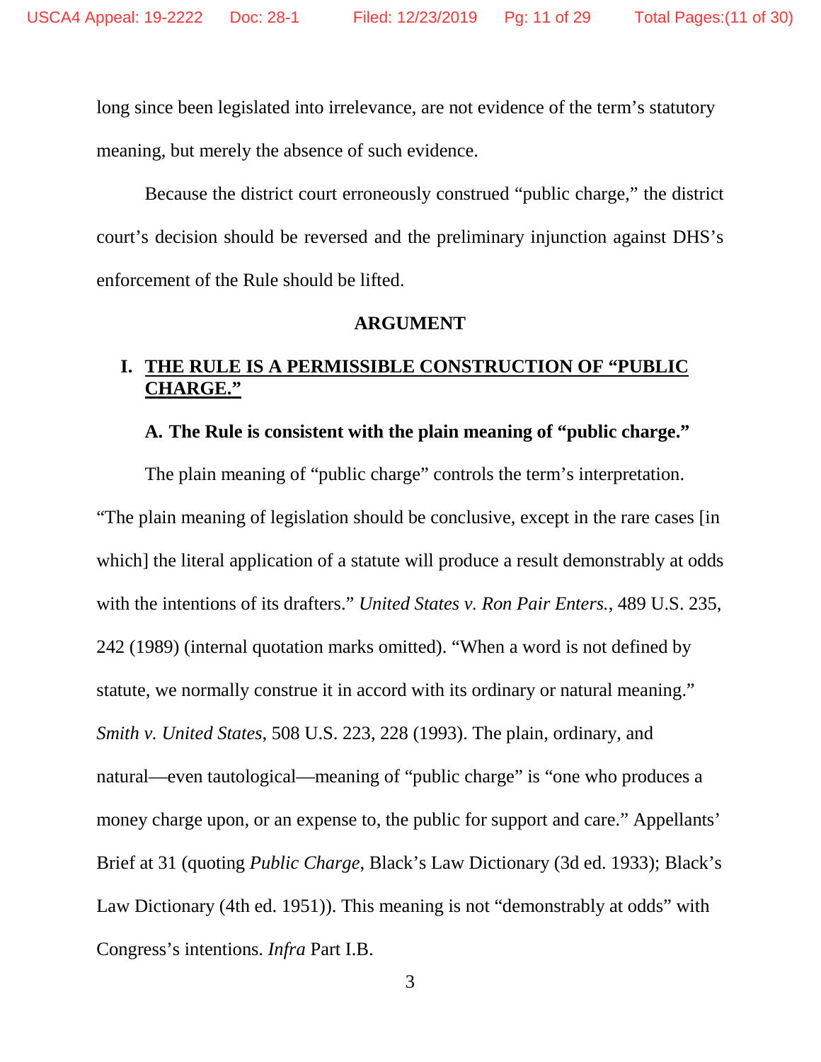long since been legislated into irrelevance, are not evidence of the term's statutory meaning, but merely the absence of such evidence.

Because the district court erroneously construed "public charge," the district court's decision should be reversed and the preliminary injunction against DHS's enforcement of the Rule should be lifted.

## ARGUMENT

### I. THE RULE IS A PERMISSIBLE CONSTRUCTION OF "PUBLIC CHARGE."

#### A. The Rule is consistent with the plain meaning of "public charge."

The plain meaning of "public charge" controls the term's interpretation. "The plain meaning of legislation should be conclusive, except in the rare cases [in which] the literal application of a statute will produce a result demonstrably at odds with the intentions of its drafters." *United States v. Ron Pair Enters.*, 489 U.S. 235, 242 (1989) (internal quotation marks omitted). "When a word is not defined by statute, we normally construe it in accord with its ordinary or natural meaning." *Smith v. United States*, 508 U.S. 223, 228 (1993). The plain, ordinary, and natural—even tautological—meaning of "public charge" is "one who produces a money charge upon, or an expense to, the public for support and care." Appellants' Brief at 31 (quoting *Public Charge*, Black's Law Dictionary (3d ed. 1933); Black's Law Dictionary (4th ed. 1951)). This meaning is not "demonstrably at odds" with Congress's intentions. *Infra* Part I.B.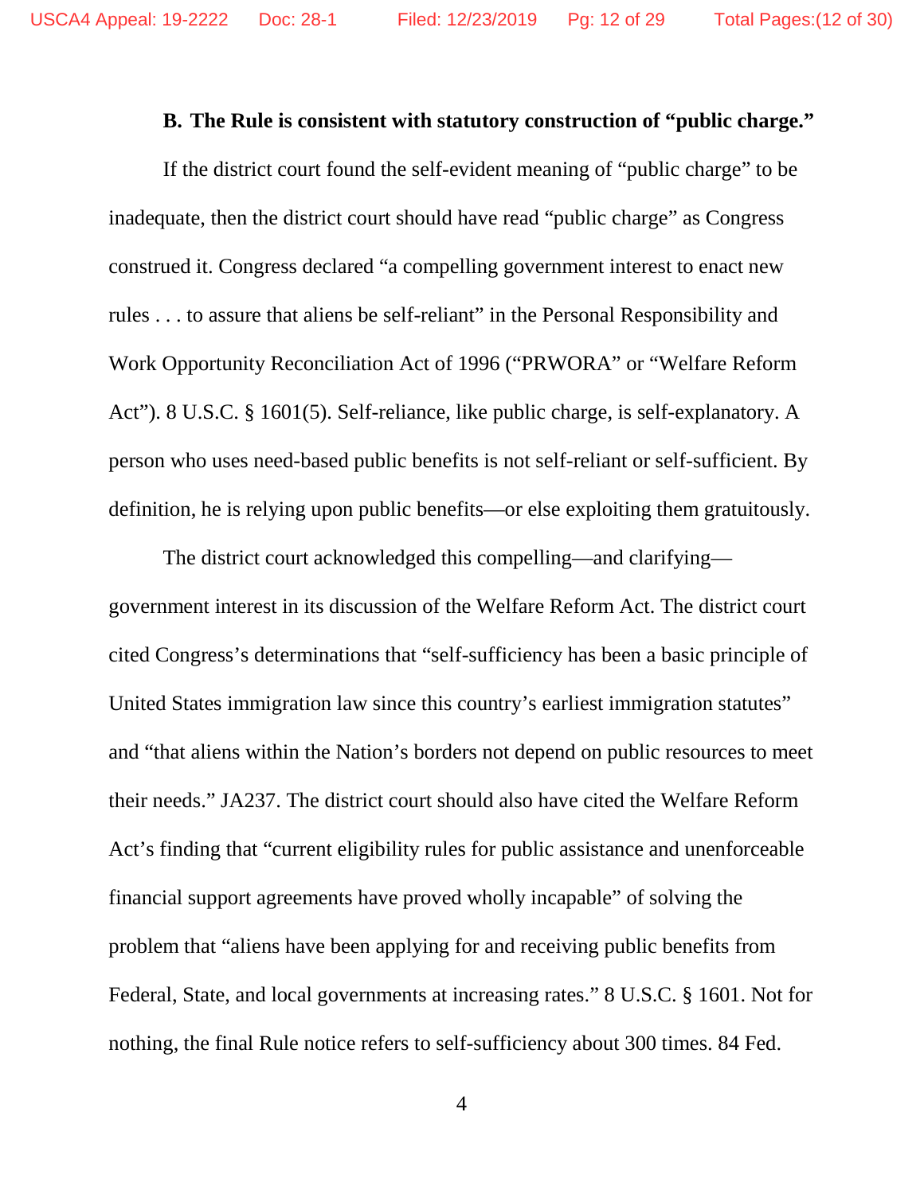### B. The Rule is consistent with statutory construction of "public charge."

If the district court found the self-evident meaning of "public charge" to be inadequate, then the district court should have read "public charge" as Congress construed it. Congress declared "a compelling government interest to enact new rules . . . to assure that aliens be self-reliant" in the Personal Responsibility and Work Opportunity Reconciliation Act of 1996 ("PRWORA" or "Welfare Reform Act"). 8 U.S.C. § 1601(5). Self-reliance, like public charge, is self-explanatory. A person who uses need-based public benefits is not self-reliant or self-sufficient. By definition, he is relying upon public benefits—or else exploiting them gratuitously.

The district court acknowledged this compelling—and clarifying—government interest in its discussion of the Welfare Reform Act. The district court cited Congress's determinations that "self-sufficiency has been a basic principle of United States immigration law since this country's earliest immigration statutes" and "that aliens within the Nation's borders not depend on public resources to meet their needs." JA237. The district court should also have cited the Welfare Reform Act's finding that "current eligibility rules for public assistance and unenforceable financial support agreements have proved wholly incapable" of solving the problem that "aliens have been applying for and receiving public benefits from Federal, State, and local governments at increasing rates." 8 U.S.C. § 1601. Not for nothing, the final Rule notice refers to self-sufficiency about 300 times. 84 Fed.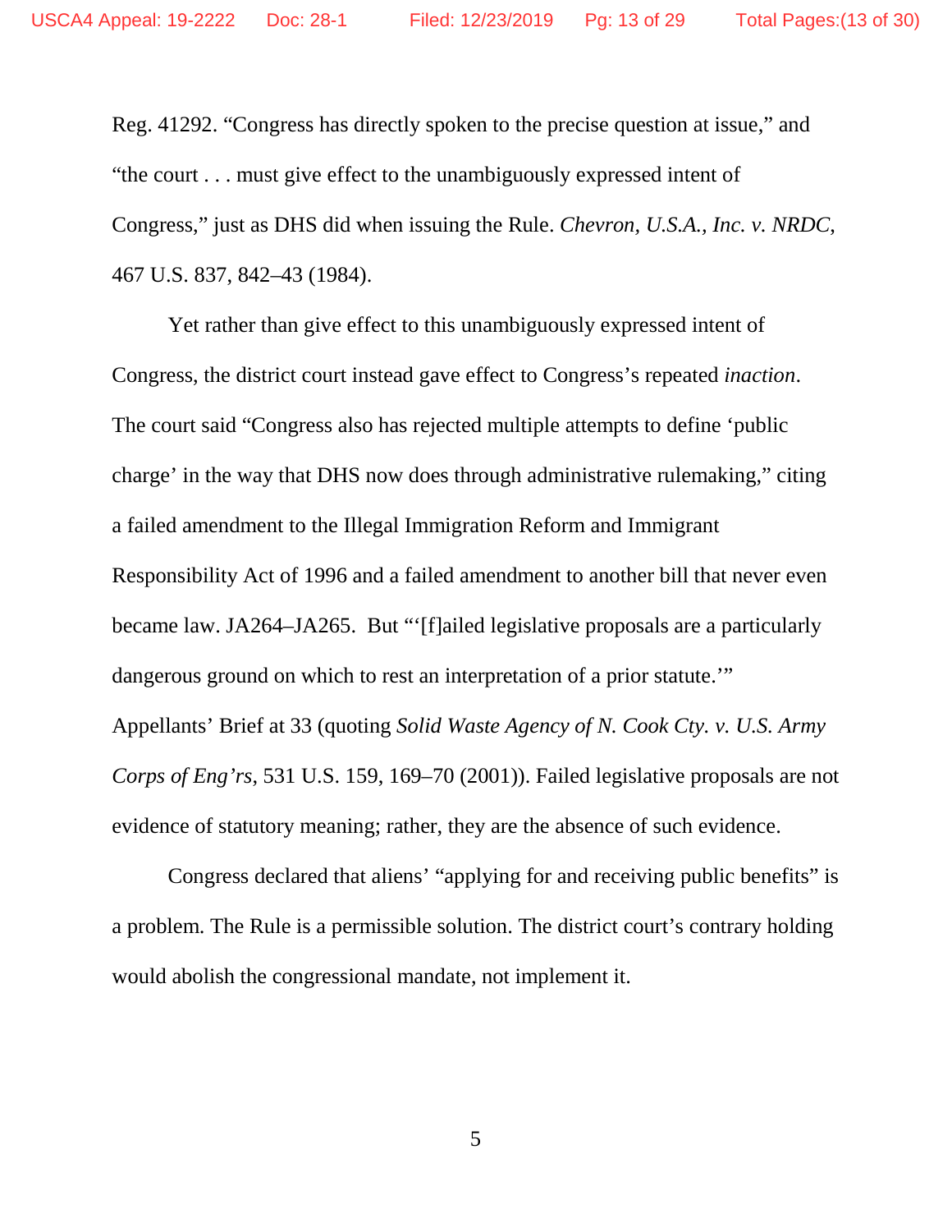Reg. 41292. "Congress has directly spoken to the precise question at issue," and "the court . . . must give effect to the unambiguously expressed intent of Congress," just as DHS did when issuing the Rule. *Chevron, U.S.A., Inc. v. NRDC*, 467 U.S. 837, 842–43 (1984).

Yet rather than give effect to this unambiguously expressed intent of Congress, the district court instead gave effect to Congress's repeated *inaction*. The court said "Congress also has rejected multiple attempts to define 'public charge' in the way that DHS now does through administrative rulemaking," citing a failed amendment to the Illegal Immigration Reform and Immigrant Responsibility Act of 1996 and a failed amendment to another bill that never even became law. JA264–JA265. But "'[f]ailed legislative proposals are a particularly dangerous ground on which to rest an interpretation of a prior statute.'" Appellants' Brief at 33 (quoting *Solid Waste Agency of N. Cook Cty. v. U.S. Army Corps of Eng'rs*, 531 U.S. 159, 169–70 (2001)). Failed legislative proposals are not evidence of statutory meaning; rather, they are the absence of such evidence.

Congress declared that aliens' "applying for and receiving public benefits" is a problem. The Rule is a permissible solution. The district court's contrary holding would abolish the congressional mandate, not implement it.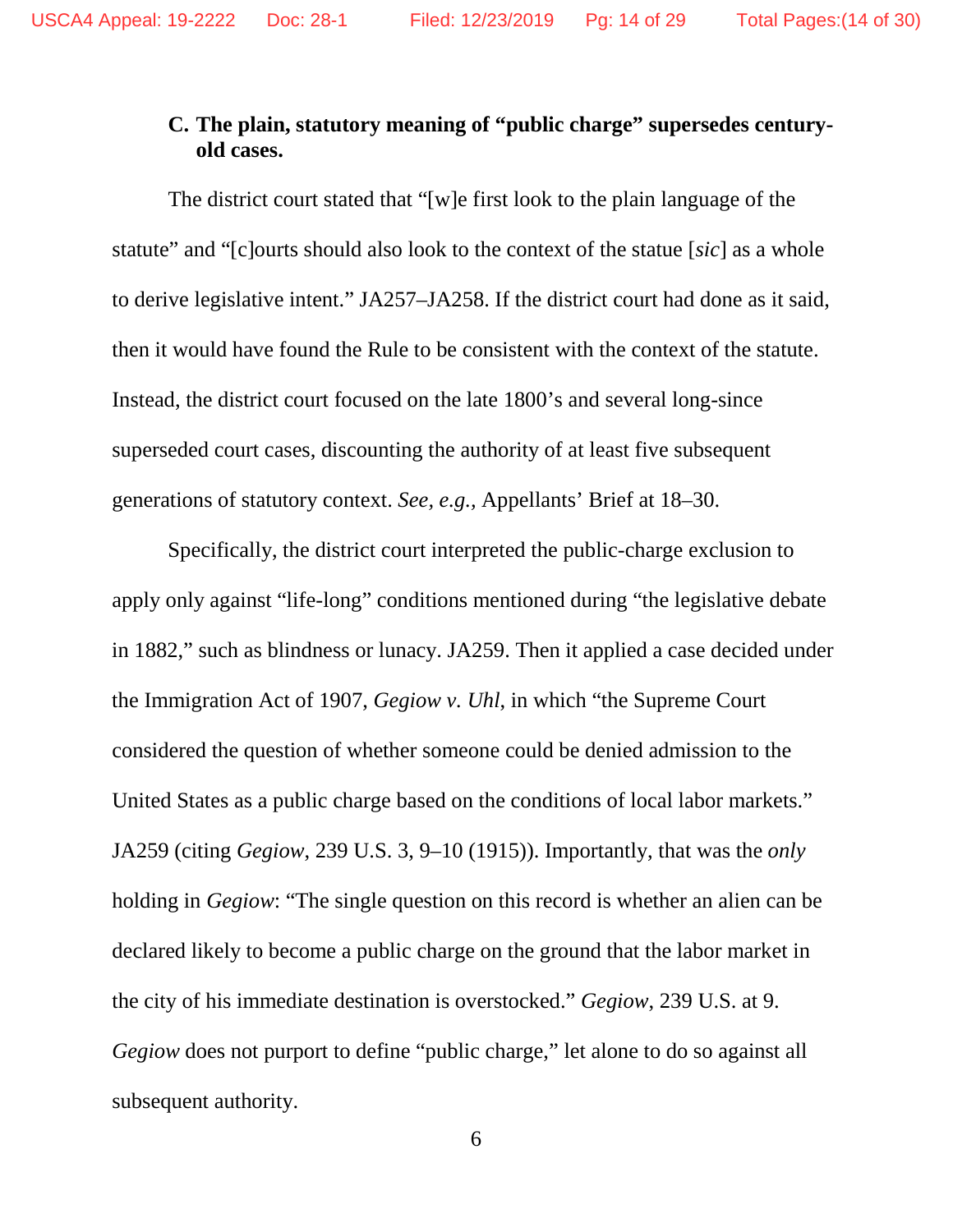### C. The plain, statutory meaning of "public charge" supersedes century-old cases.

The district court stated that "[w]e first look to the plain language of the statute" and "[c]ourts should also look to the context of the statue [*sic*] as a whole to derive legislative intent." JA257–JA258. If the district court had done as it said, then it would have found the Rule to be consistent with the context of the statute. Instead, the district court focused on the late 1800's and several long-since superseded court cases, discounting the authority of at least five subsequent generations of statutory context. *See, e.g.*, Appellants' Brief at 18–30.

Specifically, the district court interpreted the public-charge exclusion to apply only against "life-long" conditions mentioned during "the legislative debate in 1882," such as blindness or lunacy. JA259. Then it applied a case decided under the Immigration Act of 1907, *Gegiow v. Uhl*, in which "the Supreme Court considered the question of whether someone could be denied admission to the United States as a public charge based on the conditions of local labor markets." JA259 (citing *Gegiow*, 239 U.S. 3, 9–10 (1915)). Importantly, that was the *only* holding in *Gegiow*: "The single question on this record is whether an alien can be declared likely to become a public charge on the ground that the labor market in the city of his immediate destination is overstocked." *Gegiow*, 239 U.S. at 9. *Gegiow* does not purport to define "public charge," let alone to do so against all subsequent authority.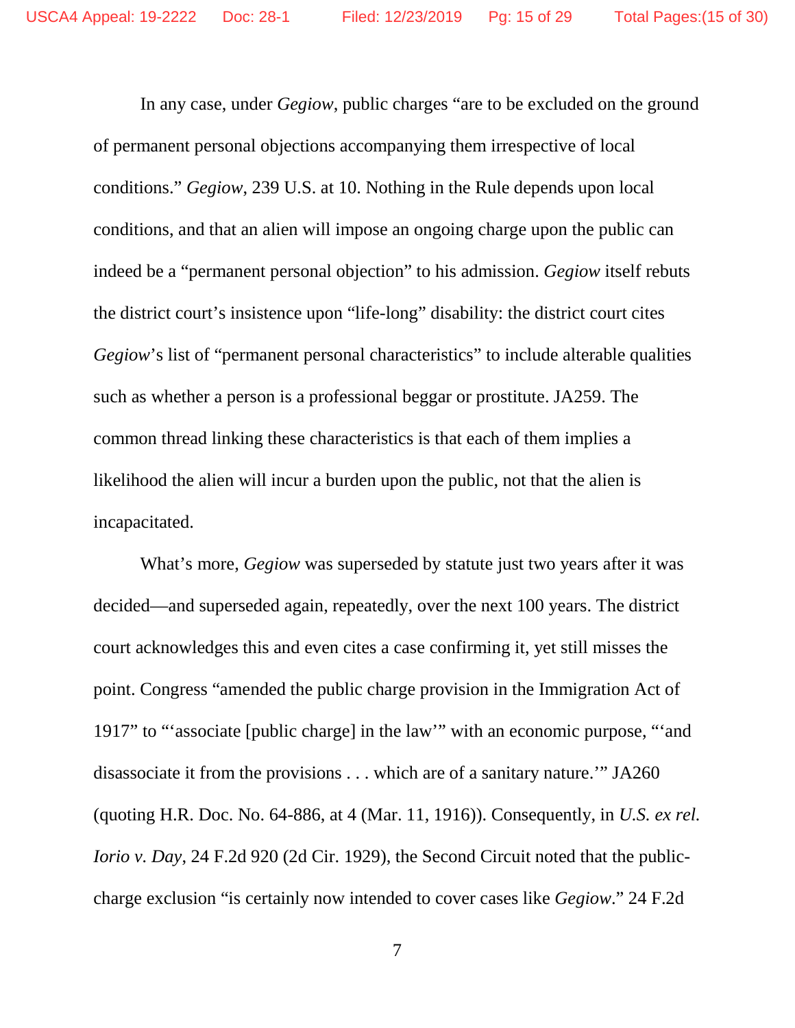In any case, under *Gegiow*, public charges "are to be excluded on the ground of permanent personal objections accompanying them irrespective of local conditions." *Gegiow*, 239 U.S. at 10. Nothing in the Rule depends upon local conditions, and that an alien will impose an ongoing charge upon the public can indeed be a "permanent personal objection" to his admission. *Gegiow* itself rebuts the district court's insistence upon "life-long" disability: the district court cites *Gegiow*'s list of "permanent personal characteristics" to include alterable qualities such as whether a person is a professional beggar or prostitute. JA259. The common thread linking these characteristics is that each of them implies a likelihood the alien will incur a burden upon the public, not that the alien is incapacitated.

What's more, *Gegiow* was superseded by statute just two years after it was decided—and superseded again, repeatedly, over the next 100 years. The district court acknowledges this and even cites a case confirming it, yet still misses the point. Congress "amended the public charge provision in the Immigration Act of 1917" to "'associate [public charge] in the law'" with an economic purpose, "'and disassociate it from the provisions . . . which are of a sanitary nature.'" JA260 (quoting H.R. Doc. No. 64-886, at 4 (Mar. 11, 1916)). Consequently, in *U.S. ex rel. Iorio v. Day*, 24 F.2d 920 (2d Cir. 1929), the Second Circuit noted that the public-charge exclusion "is certainly now intended to cover cases like *Gegiow*." 24 F.2d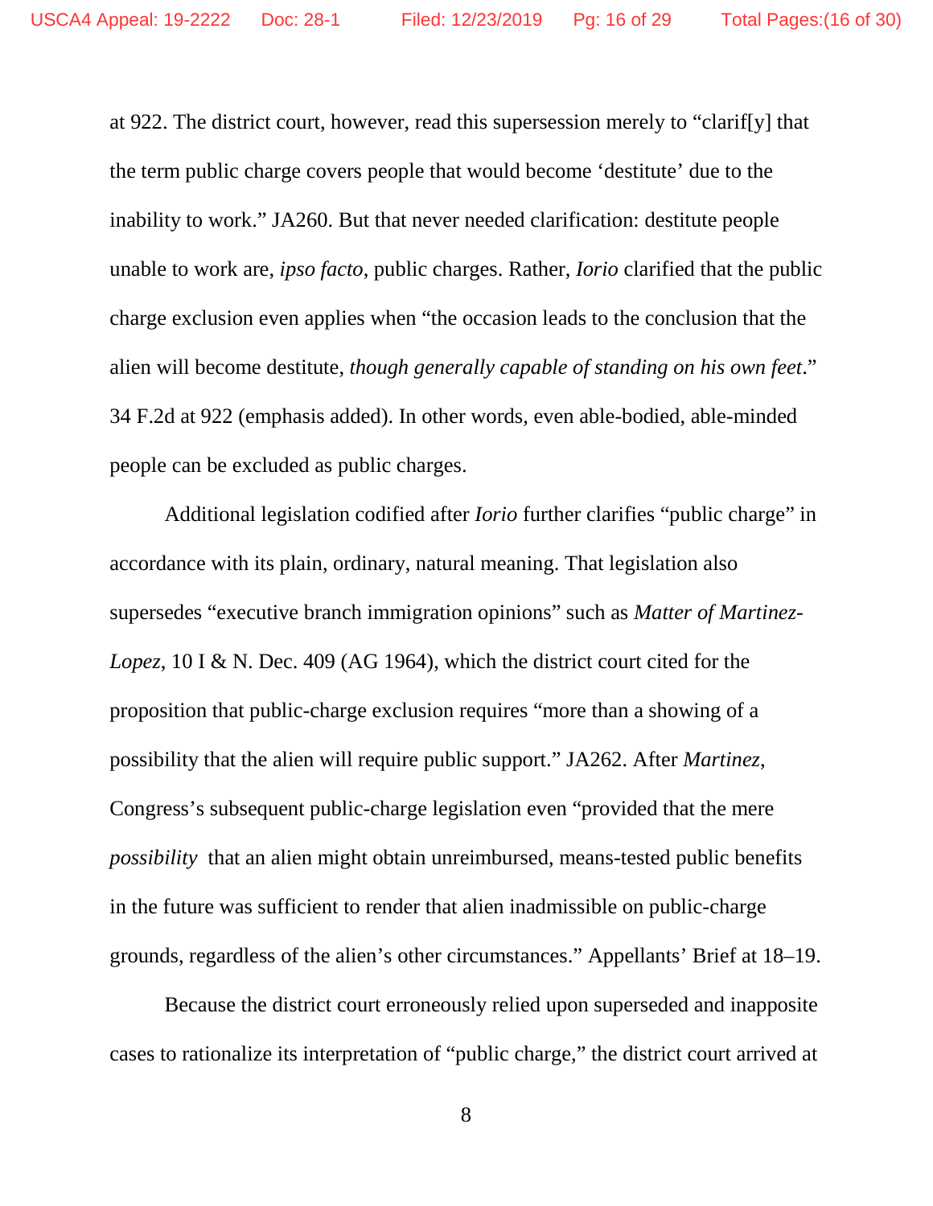at 922. The district court, however, read this supersession merely to "clarif[y] that the term public charge covers people that would become 'destitute' due to the inability to work." JA260. But that never needed clarification: destitute people unable to work are, *ipso facto*, public charges. Rather, *Iorio* clarified that the public charge exclusion even applies when "the occasion leads to the conclusion that the alien will become destitute, *though generally capable of standing on his own feet*." 34 F.2d at 922 (emphasis added). In other words, even able-bodied, able-minded people can be excluded as public charges.

Additional legislation codified after *Iorio* further clarifies "public charge" in accordance with its plain, ordinary, natural meaning. That legislation also supersedes "executive branch immigration opinions" such as *Matter of Martinez-Lopez*, 10 I & N. Dec. 409 (AG 1964), which the district court cited for the proposition that public-charge exclusion requires "more than a showing of a possibility that the alien will require public support." JA262. After *Martinez*, Congress's subsequent public-charge legislation even "provided that the mere *possibility* that an alien might obtain unreimbursed, means-tested public benefits in the future was sufficient to render that alien inadmissible on public-charge grounds, regardless of the alien's other circumstances." Appellants' Brief at 18–19.

Because the district court erroneously relied upon superseded and inapposite cases to rationalize its interpretation of "public charge," the district court arrived at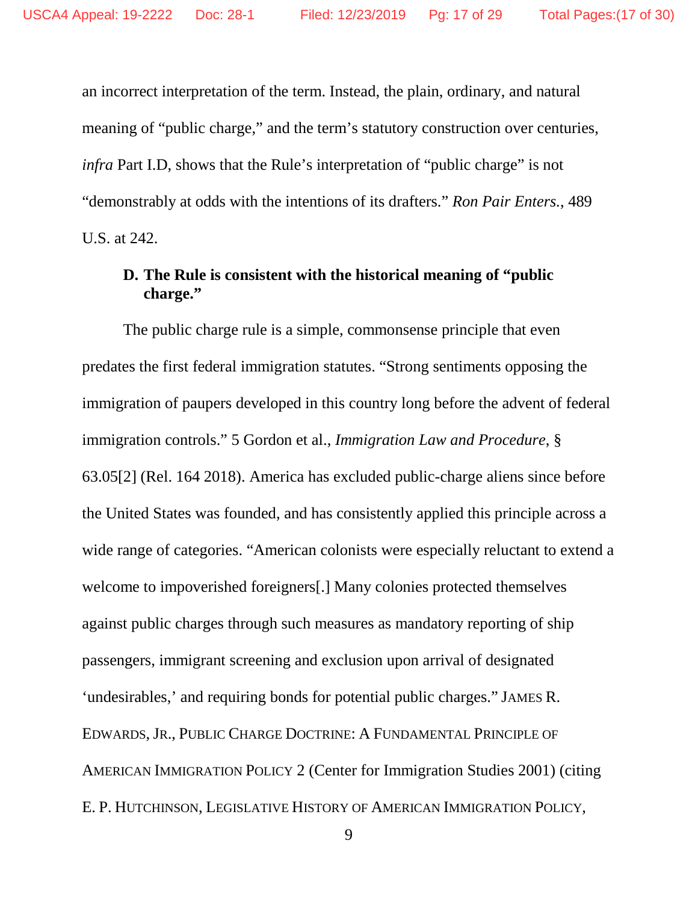an incorrect interpretation of the term. Instead, the plain, ordinary, and natural meaning of "public charge," and the term's statutory construction over centuries, *infra* Part I.D, shows that the Rule's interpretation of "public charge" is not "demonstrably at odds with the intentions of its drafters." *Ron Pair Enters.*, 489 U.S. at 242.

### D. The Rule is consistent with the historical meaning of "public charge."

The public charge rule is a simple, commonsense principle that even predates the first federal immigration statutes. "Strong sentiments opposing the immigration of paupers developed in this country long before the advent of federal immigration controls." 5 Gordon et al., *Immigration Law and Procedure*, § 63.05[2] (Rel. 164 2018). America has excluded public-charge aliens since before the United States was founded, and has consistently applied this principle across a wide range of categories. "American colonists were especially reluctant to extend a welcome to impoverished foreigners[.] Many colonies protected themselves against public charges through such measures as mandatory reporting of ship passengers, immigrant screening and exclusion upon arrival of designated 'undesirables,' and requiring bonds for potential public charges." JAMES R. EDWARDS, JR., PUBLIC CHARGE DOCTRINE: A FUNDAMENTAL PRINCIPLE OF AMERICAN IMMIGRATION POLICY 2 (Center for Immigration Studies 2001) (citing E. P. HUTCHINSON, LEGISLATIVE HISTORY OF AMERICAN IMMIGRATION POLICY,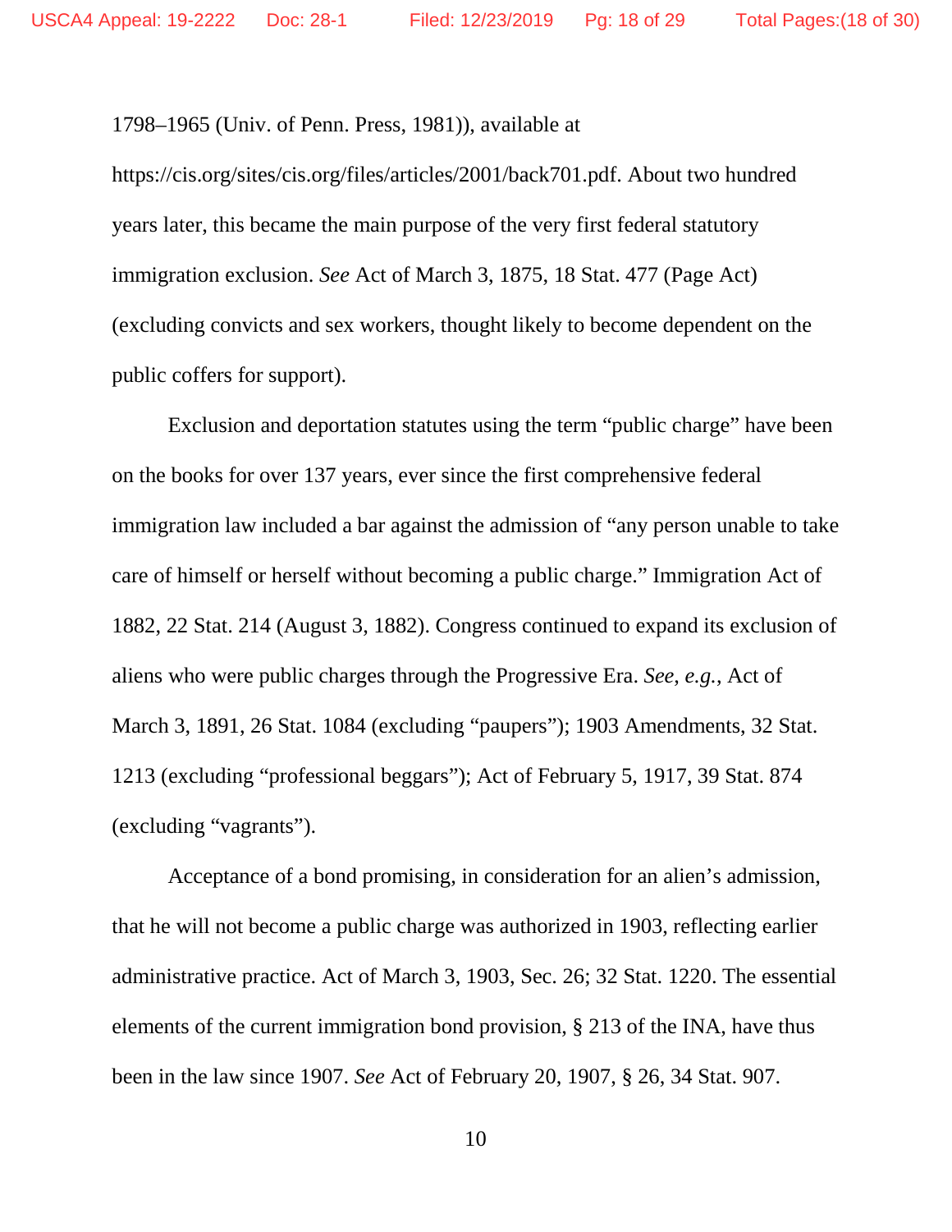1798–1965 (Univ. of Penn. Press, 1981)), available at https://cis.org/sites/cis.org/files/articles/2001/back701.pdf. About two hundred years later, this became the main purpose of the very first federal statutory immigration exclusion. *See* Act of March 3, 1875, 18 Stat. 477 (Page Act) (excluding convicts and sex workers, thought likely to become dependent on the public coffers for support).

Exclusion and deportation statutes using the term "public charge" have been on the books for over 137 years, ever since the first comprehensive federal immigration law included a bar against the admission of "any person unable to take care of himself or herself without becoming a public charge." Immigration Act of 1882, 22 Stat. 214 (August 3, 1882). Congress continued to expand its exclusion of aliens who were public charges through the Progressive Era. *See, e.g.*, Act of March 3, 1891, 26 Stat. 1084 (excluding "paupers"); 1903 Amendments, 32 Stat. 1213 (excluding "professional beggars"); Act of February 5, 1917, 39 Stat. 874 (excluding "vagrants").

Acceptance of a bond promising, in consideration for an alien's admission, that he will not become a public charge was authorized in 1903, reflecting earlier administrative practice. Act of March 3, 1903, Sec. 26; 32 Stat. 1220. The essential elements of the current immigration bond provision, § 213 of the INA, have thus been in the law since 1907. *See* Act of February 20, 1907, § 26, 34 Stat. 907.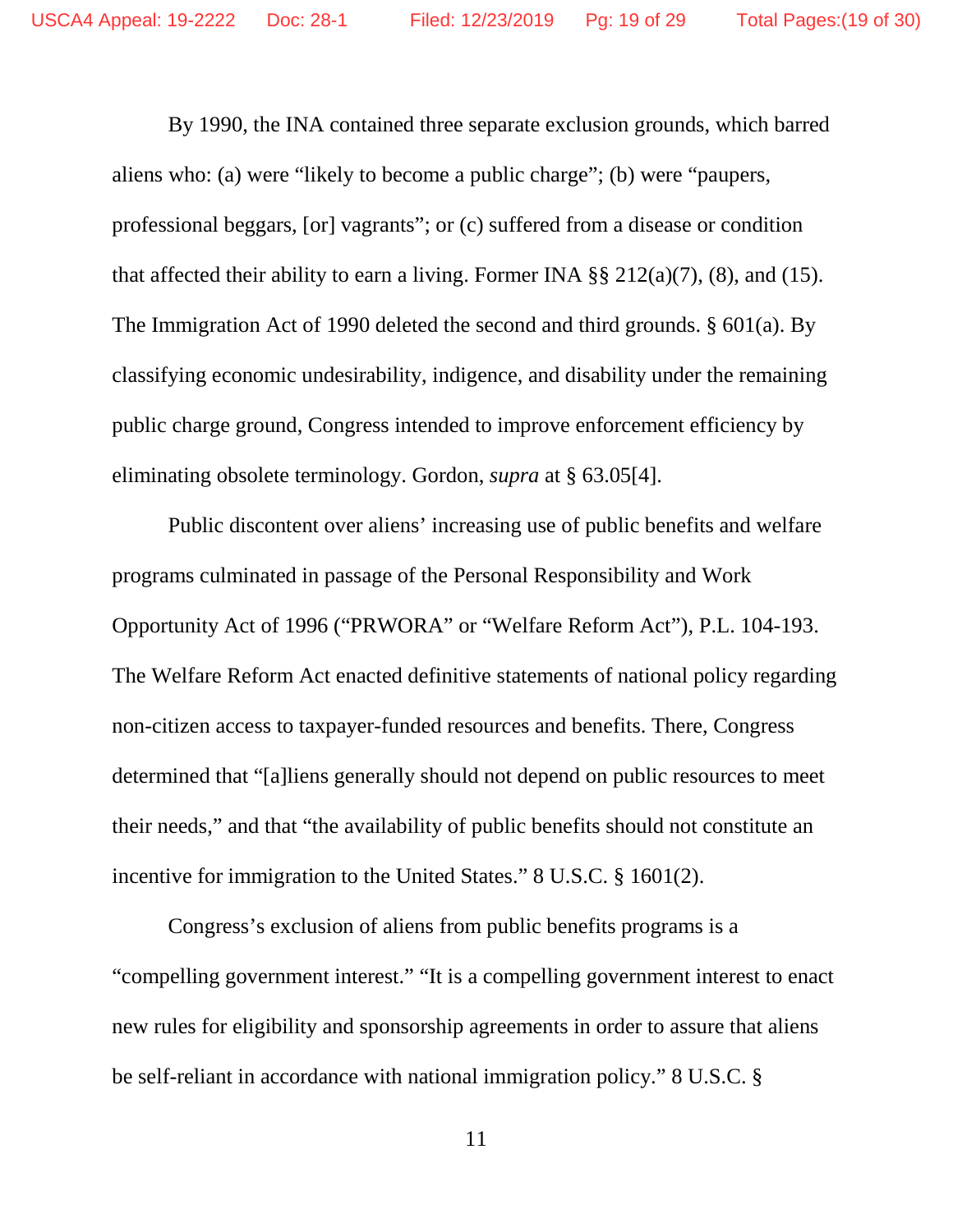By 1990, the INA contained three separate exclusion grounds, which barred aliens who: (a) were "likely to become a public charge"; (b) were "paupers, professional beggars, [or] vagrants"; or (c) suffered from a disease or condition that affected their ability to earn a living. Former INA §§ 212(a)(7), (8), and (15). The Immigration Act of 1990 deleted the second and third grounds. § 601(a). By classifying economic undesirability, indigence, and disability under the remaining public charge ground, Congress intended to improve enforcement efficiency by eliminating obsolete terminology. Gordon, *supra* at § 63.05[4].

Public discontent over aliens' increasing use of public benefits and welfare programs culminated in passage of the Personal Responsibility and Work Opportunity Act of 1996 ("PRWORA" or "Welfare Reform Act"), P.L. 104-193. The Welfare Reform Act enacted definitive statements of national policy regarding non-citizen access to taxpayer-funded resources and benefits. There, Congress determined that "[a]liens generally should not depend on public resources to meet their needs," and that "the availability of public benefits should not constitute an incentive for immigration to the United States." 8 U.S.C. § 1601(2).

Congress's exclusion of aliens from public benefits programs is a "compelling government interest." "It is a compelling government interest to enact new rules for eligibility and sponsorship agreements in order to assure that aliens be self-reliant in accordance with national immigration policy." 8 U.S.C. §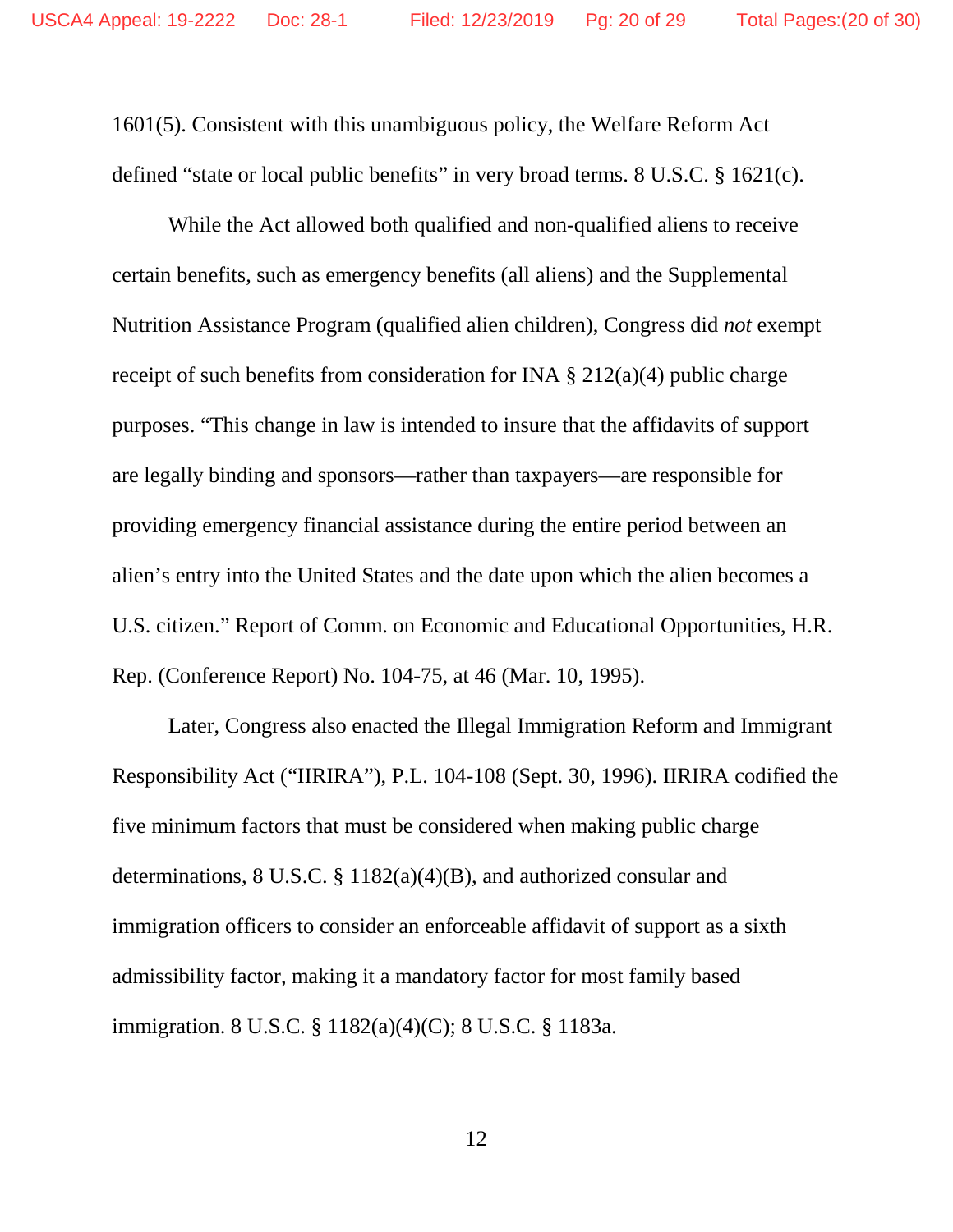1601(5). Consistent with this unambiguous policy, the Welfare Reform Act defined "state or local public benefits" in very broad terms. 8 U.S.C. § 1621(c).

While the Act allowed both qualified and non-qualified aliens to receive certain benefits, such as emergency benefits (all aliens) and the Supplemental Nutrition Assistance Program (qualified alien children), Congress did *not* exempt receipt of such benefits from consideration for INA § 212(a)(4) public charge purposes. "This change in law is intended to insure that the affidavits of support are legally binding and sponsors—rather than taxpayers—are responsible for providing emergency financial assistance during the entire period between an alien's entry into the United States and the date upon which the alien becomes a U.S. citizen." Report of Comm. on Economic and Educational Opportunities, H.R. Rep. (Conference Report) No. 104-75, at 46 (Mar. 10, 1995).

Later, Congress also enacted the Illegal Immigration Reform and Immigrant Responsibility Act ("IIRIRA"), P.L. 104-108 (Sept. 30, 1996). IIRIRA codified the five minimum factors that must be considered when making public charge determinations, 8 U.S.C. § 1182(a)(4)(B), and authorized consular and immigration officers to consider an enforceable affidavit of support as a sixth admissibility factor, making it a mandatory factor for most family based immigration. 8 U.S.C. § 1182(a)(4)(C); 8 U.S.C. § 1183a.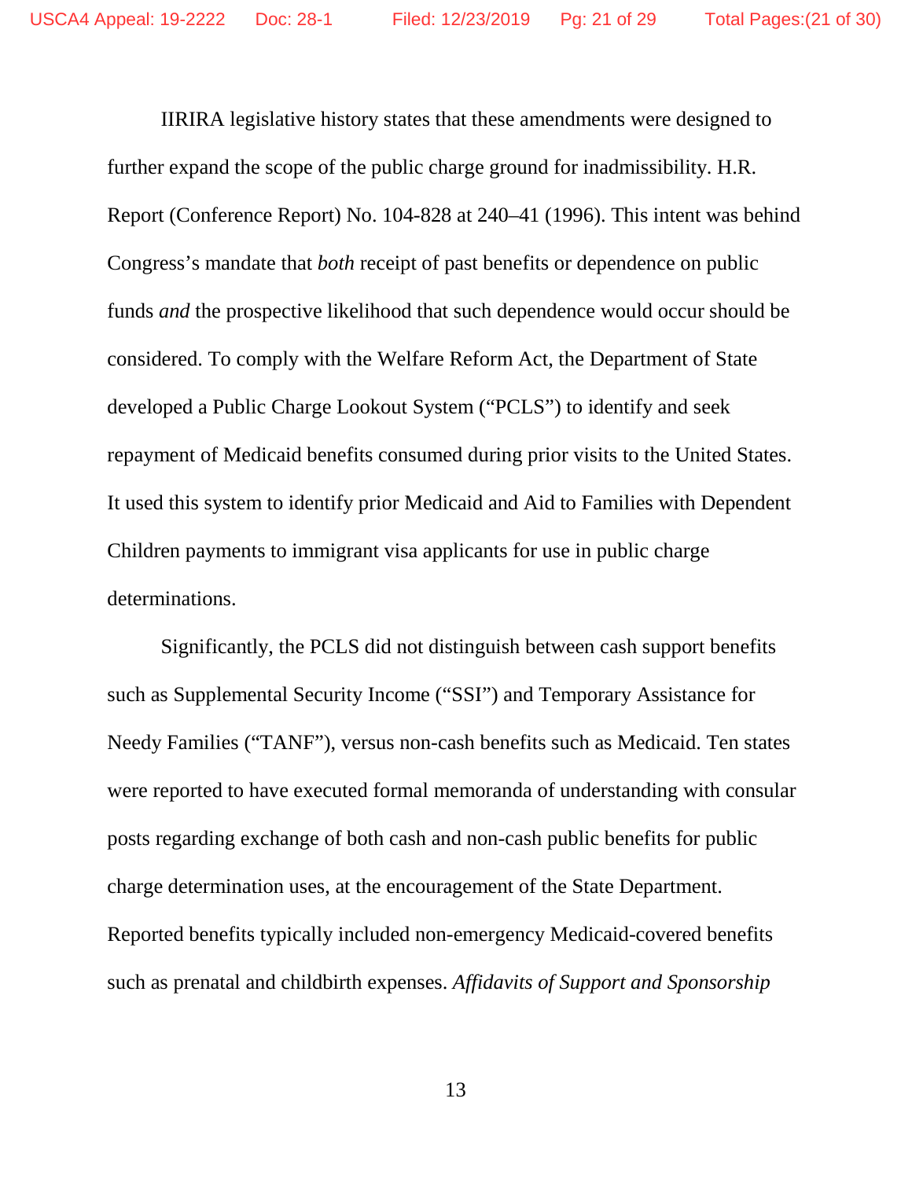IIRIRA legislative history states that these amendments were designed to further expand the scope of the public charge ground for inadmissibility. H.R. Report (Conference Report) No. 104-828 at 240–41 (1996). This intent was behind Congress's mandate that *both* receipt of past benefits or dependence on public funds *and* the prospective likelihood that such dependence would occur should be considered. To comply with the Welfare Reform Act, the Department of State developed a Public Charge Lookout System ("PCLS") to identify and seek repayment of Medicaid benefits consumed during prior visits to the United States. It used this system to identify prior Medicaid and Aid to Families with Dependent Children payments to immigrant visa applicants for use in public charge determinations.

Significantly, the PCLS did not distinguish between cash support benefits such as Supplemental Security Income ("SSI") and Temporary Assistance for Needy Families ("TANF"), versus non-cash benefits such as Medicaid. Ten states were reported to have executed formal memoranda of understanding with consular posts regarding exchange of both cash and non-cash public benefits for public charge determination uses, at the encouragement of the State Department. Reported benefits typically included non-emergency Medicaid-covered benefits such as prenatal and childbirth expenses. *Affidavits of Support and Sponsorship*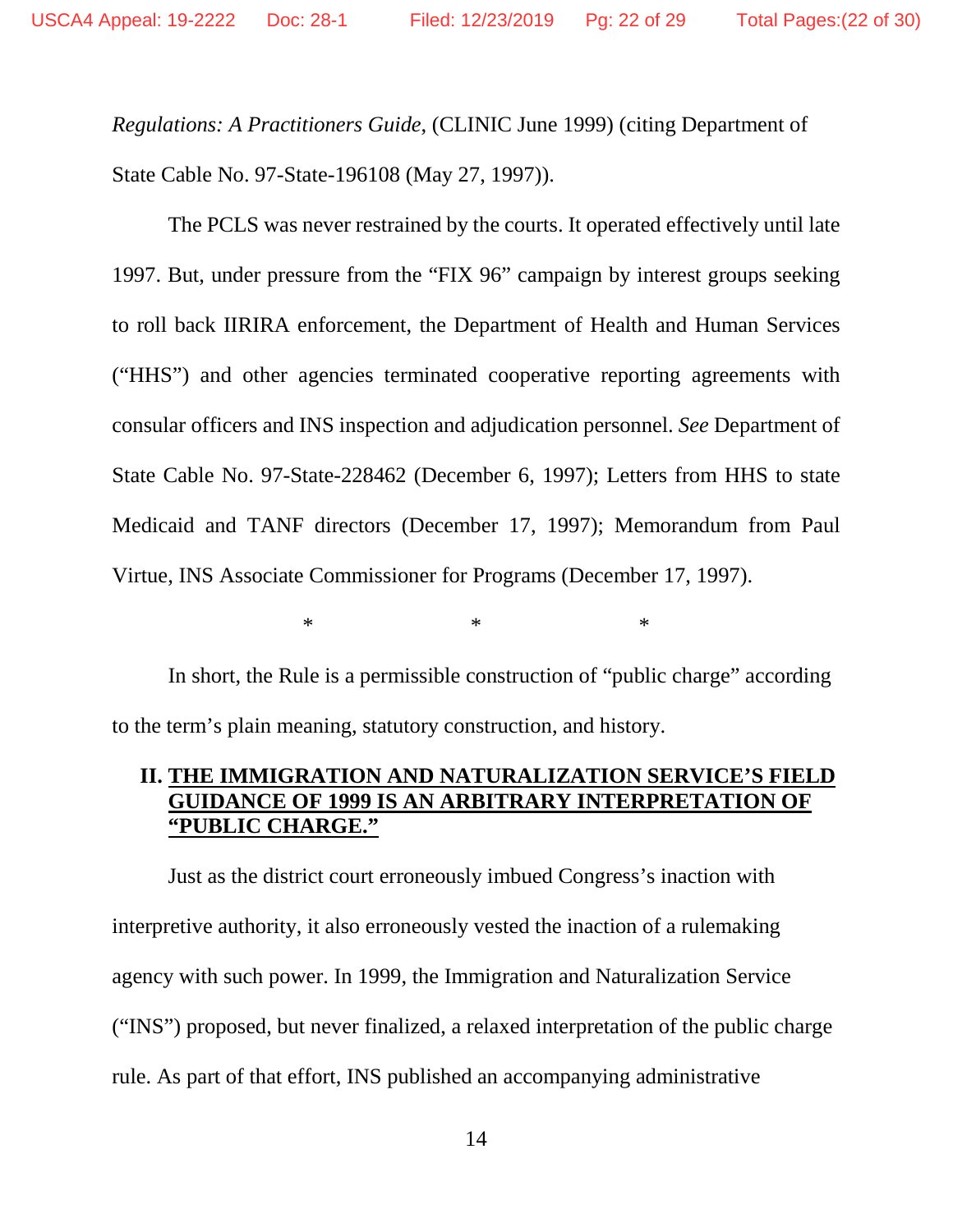*Regulations: A Practitioners Guide*, (CLINIC June 1999) (citing Department of State Cable No. 97-State-196108 (May 27, 1997)).

The PCLS was never restrained by the courts. It operated effectively until late 1997. But, under pressure from the "FIX 96" campaign by interest groups seeking to roll back IIRIRA enforcement, the Department of Health and Human Services ("HHS") and other agencies terminated cooperative reporting agreements with consular officers and INS inspection and adjudication personnel. *See* Department of State Cable No. 97-State-228462 (December 6, 1997); Letters from HHS to state Medicaid and TANF directors (December 17, 1997); Memorandum from Paul Virtue, INS Associate Commissioner for Programs (December 17, 1997).

\* \* \*

In short, the Rule is a permissible construction of "public charge" according to the term's plain meaning, statutory construction, and history.

## II. THE IMMIGRATION AND NATURALIZATION SERVICE'S FIELD GUIDANCE OF 1999 IS AN ARBITRARY INTERPRETATION OF "PUBLIC CHARGE."

Just as the district court erroneously imbued Congress's inaction with interpretive authority, it also erroneously vested the inaction of a rulemaking agency with such power. In 1999, the Immigration and Naturalization Service ("INS") proposed, but never finalized, a relaxed interpretation of the public charge rule. As part of that effort, INS published an accompanying administrative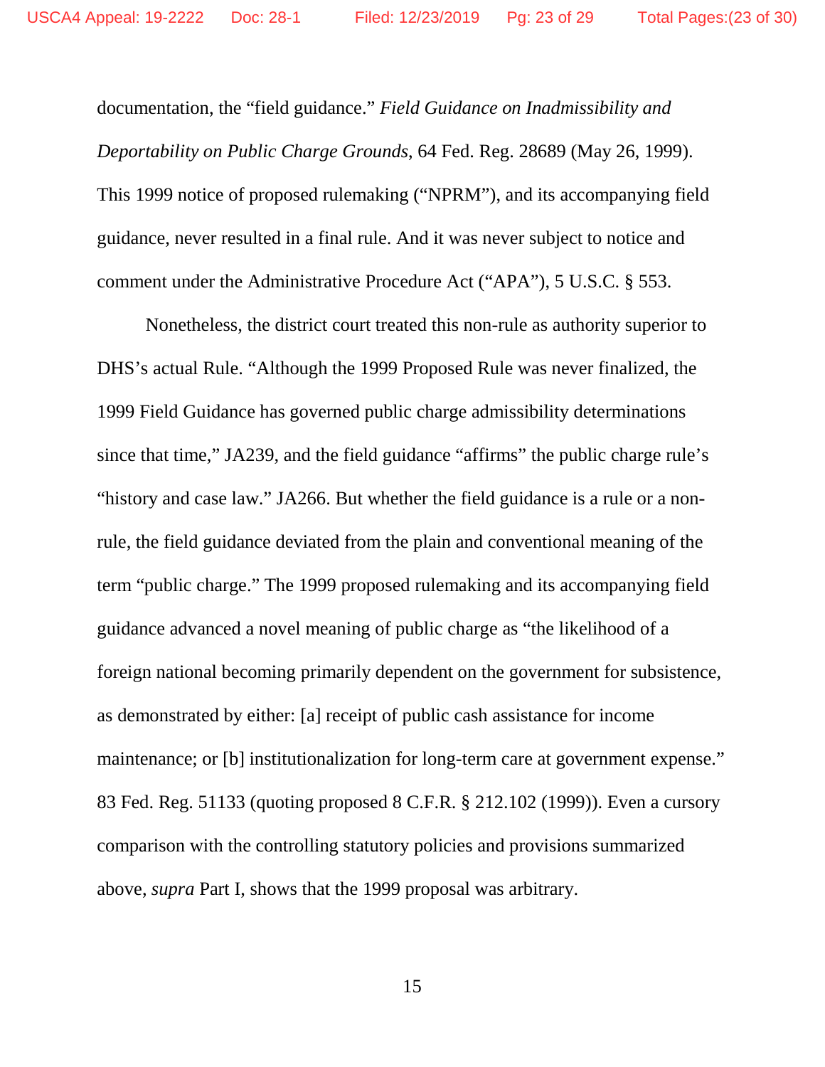documentation, the "field guidance." *Field Guidance on Inadmissibility and Deportability on Public Charge Grounds*, 64 Fed. Reg. 28689 (May 26, 1999). This 1999 notice of proposed rulemaking ("NPRM"), and its accompanying field guidance, never resulted in a final rule. And it was never subject to notice and comment under the Administrative Procedure Act ("APA"), 5 U.S.C. § 553.

Nonetheless, the district court treated this non-rule as authority superior to DHS's actual Rule. "Although the 1999 Proposed Rule was never finalized, the 1999 Field Guidance has governed public charge admissibility determinations since that time," JA239, and the field guidance "affirms" the public charge rule's "history and case law." JA266. But whether the field guidance is a rule or a non-rule, the field guidance deviated from the plain and conventional meaning of the term "public charge." The 1999 proposed rulemaking and its accompanying field guidance advanced a novel meaning of public charge as "the likelihood of a foreign national becoming primarily dependent on the government for subsistence, as demonstrated by either: [a] receipt of public cash assistance for income maintenance; or [b] institutionalization for long-term care at government expense." 83 Fed. Reg. 51133 (quoting proposed 8 C.F.R. § 212.102 (1999)). Even a cursory comparison with the controlling statutory policies and provisions summarized above, *supra* Part I, shows that the 1999 proposal was arbitrary.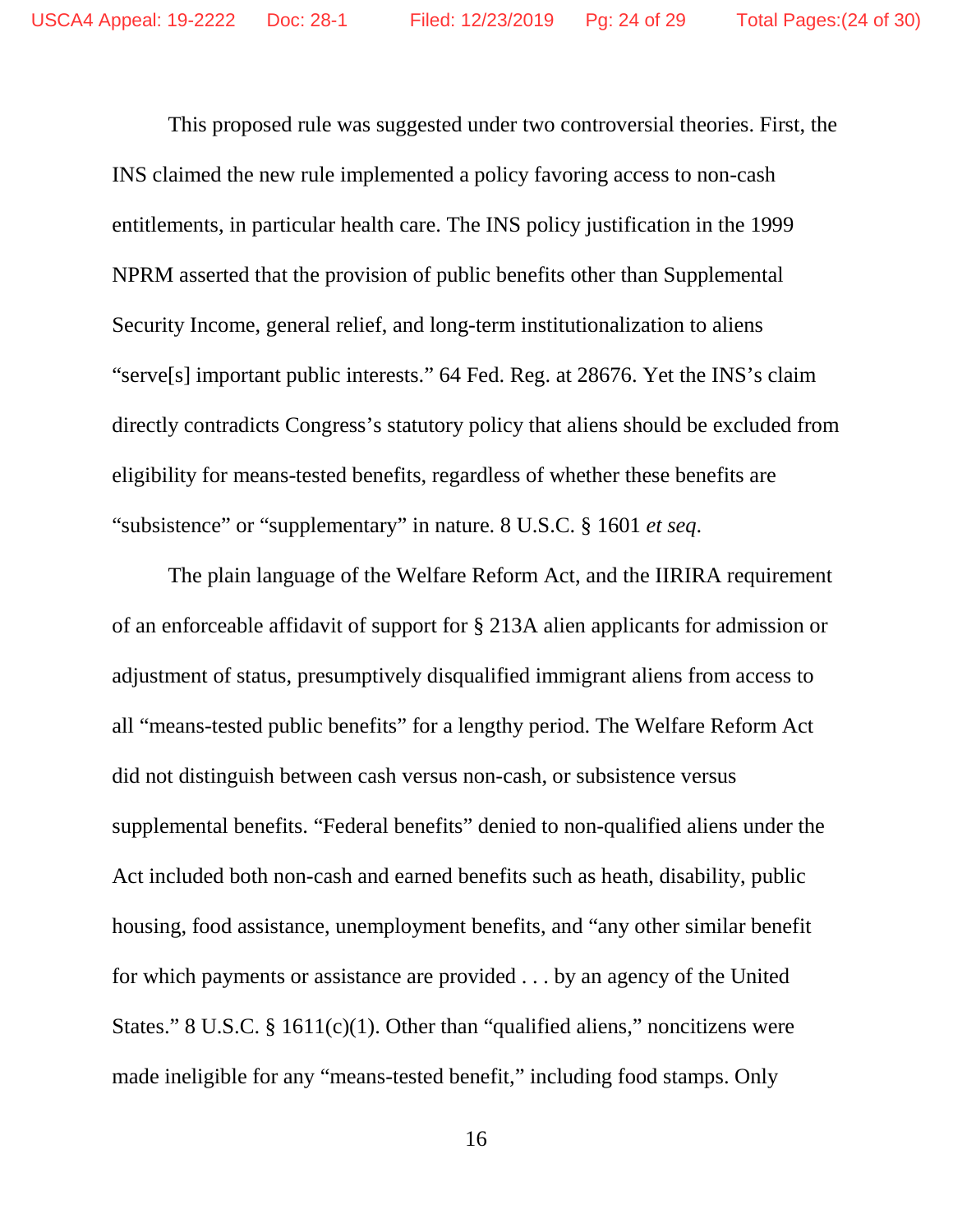This proposed rule was suggested under two controversial theories. First, the INS claimed the new rule implemented a policy favoring access to non-cash entitlements, in particular health care. The INS policy justification in the 1999 NPRM asserted that the provision of public benefits other than Supplemental Security Income, general relief, and long-term institutionalization to aliens "serve[s] important public interests." 64 Fed. Reg. at 28676. Yet the INS's claim directly contradicts Congress's statutory policy that aliens should be excluded from eligibility for means-tested benefits, regardless of whether these benefits are "subsistence" or "supplementary" in nature. 8 U.S.C. § 1601 *et seq*.

The plain language of the Welfare Reform Act, and the IIRIRA requirement of an enforceable affidavit of support for § 213A alien applicants for admission or adjustment of status, presumptively disqualified immigrant aliens from access to all "means-tested public benefits" for a lengthy period. The Welfare Reform Act did not distinguish between cash versus non-cash, or subsistence versus supplemental benefits. "Federal benefits" denied to non-qualified aliens under the Act included both non-cash and earned benefits such as heath, disability, public housing, food assistance, unemployment benefits, and "any other similar benefit for which payments or assistance are provided . . . by an agency of the United States." 8 U.S.C. § 1611(c)(1). Other than "qualified aliens," noncitizens were made ineligible for any "means-tested benefit," including food stamps. Only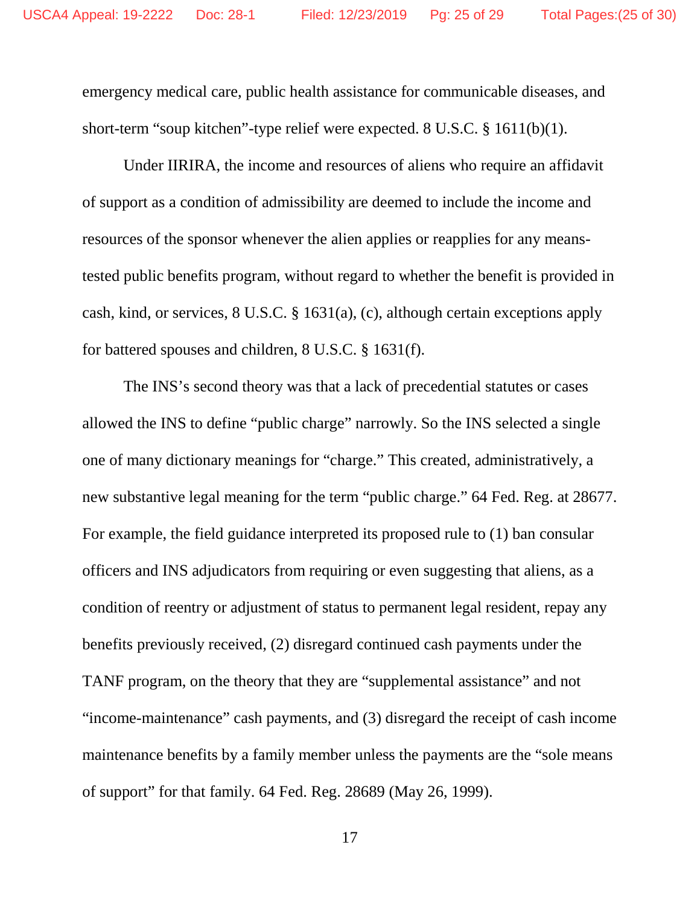emergency medical care, public health assistance for communicable diseases, and short-term "soup kitchen"-type relief were expected. 8 U.S.C. § 1611(b)(1).

Under IIRIRA, the income and resources of aliens who require an affidavit of support as a condition of admissibility are deemed to include the income and resources of the sponsor whenever the alien applies or reapplies for any means-tested public benefits program, without regard to whether the benefit is provided in cash, kind, or services, 8 U.S.C. § 1631(a), (c), although certain exceptions apply for battered spouses and children, 8 U.S.C. § 1631(f).

The INS's second theory was that a lack of precedential statutes or cases allowed the INS to define "public charge" narrowly. So the INS selected a single one of many dictionary meanings for "charge." This created, administratively, a new substantive legal meaning for the term "public charge." 64 Fed. Reg. at 28677. For example, the field guidance interpreted its proposed rule to (1) ban consular officers and INS adjudicators from requiring or even suggesting that aliens, as a condition of reentry or adjustment of status to permanent legal resident, repay any benefits previously received, (2) disregard continued cash payments under the TANF program, on the theory that they are "supplemental assistance" and not "income-maintenance" cash payments, and (3) disregard the receipt of cash income maintenance benefits by a family member unless the payments are the "sole means of support" for that family. 64 Fed. Reg. 28689 (May 26, 1999).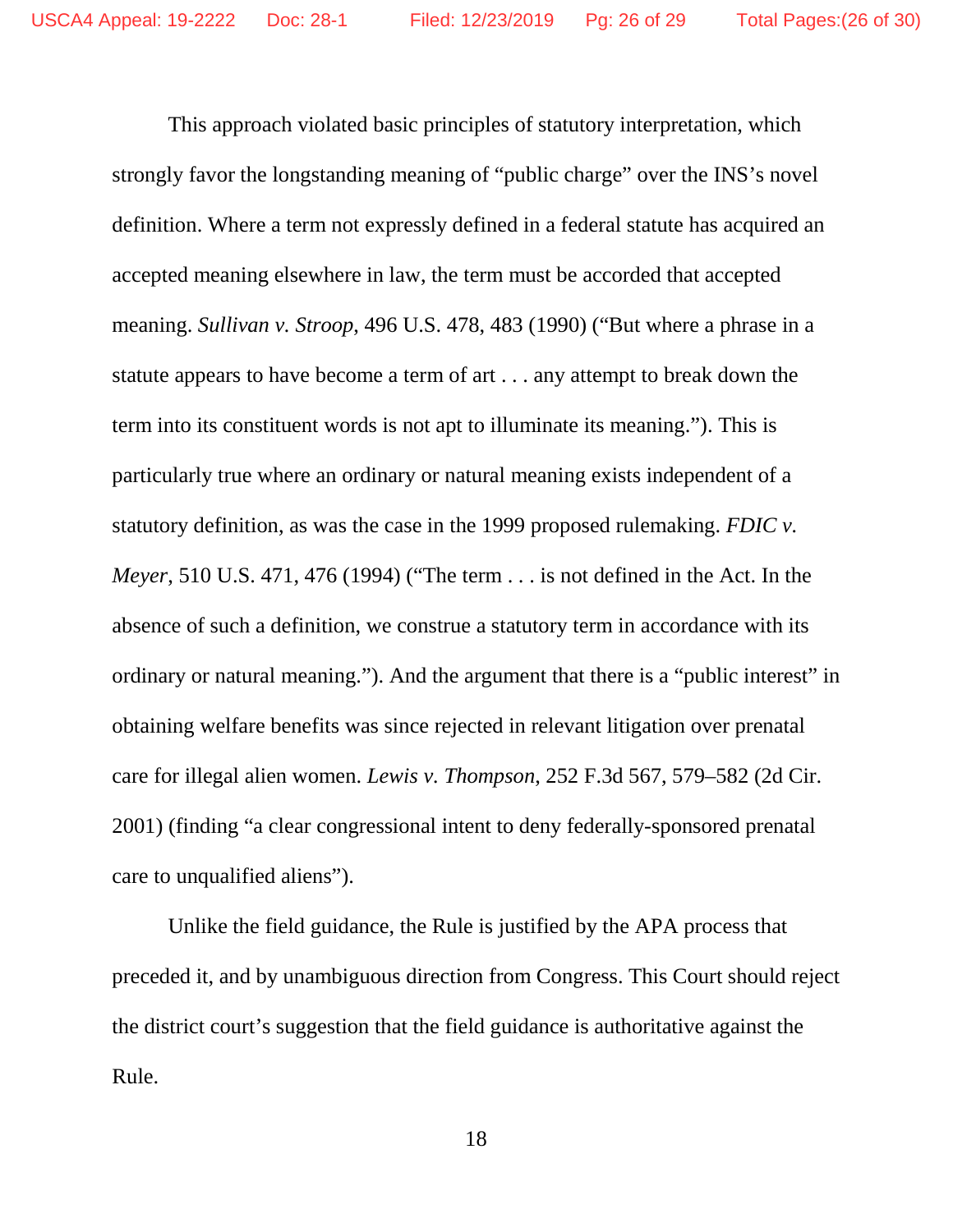This approach violated basic principles of statutory interpretation, which strongly favor the longstanding meaning of "public charge" over the INS's novel definition. Where a term not expressly defined in a federal statute has acquired an accepted meaning elsewhere in law, the term must be accorded that accepted meaning. *Sullivan v. Stroop*, 496 U.S. 478, 483 (1990) ("But where a phrase in a statute appears to have become a term of art . . . any attempt to break down the term into its constituent words is not apt to illuminate its meaning."). This is particularly true where an ordinary or natural meaning exists independent of a statutory definition, as was the case in the 1999 proposed rulemaking. *FDIC v. Meyer*, 510 U.S. 471, 476 (1994) ("The term . . . is not defined in the Act. In the absence of such a definition, we construe a statutory term in accordance with its ordinary or natural meaning."). And the argument that there is a "public interest" in obtaining welfare benefits was since rejected in relevant litigation over prenatal care for illegal alien women. *Lewis v. Thompson*, 252 F.3d 567, 579–582 (2d Cir. 2001) (finding "a clear congressional intent to deny federally-sponsored prenatal care to unqualified aliens").

Unlike the field guidance, the Rule is justified by the APA process that preceded it, and by unambiguous direction from Congress. This Court should reject the district court's suggestion that the field guidance is authoritative against the Rule.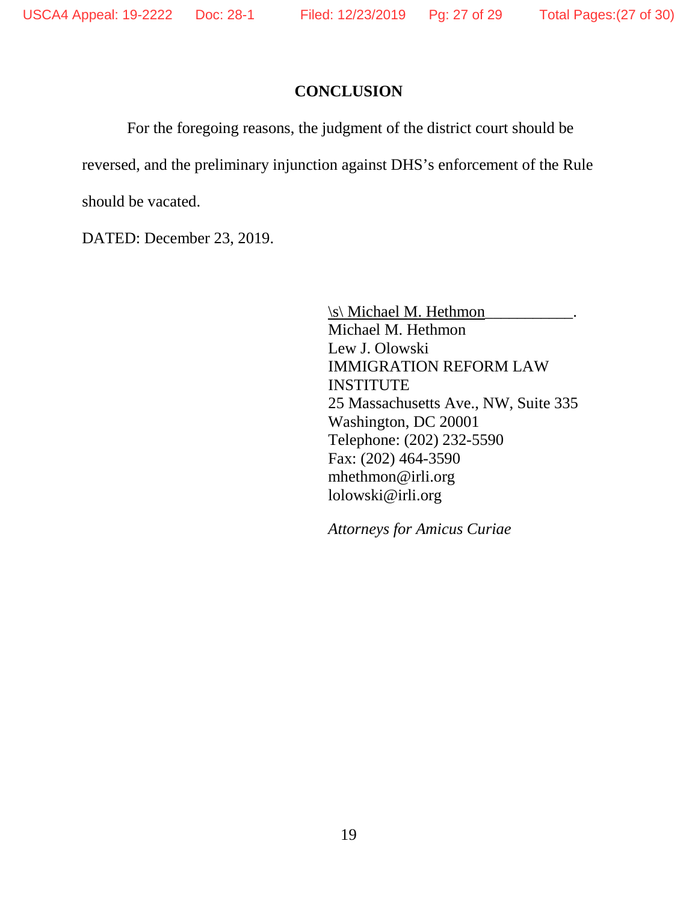## CONCLUSION

For the foregoing reasons, the judgment of the district court should be reversed, and the preliminary injunction against DHS's enforcement of the Rule should be vacated.

DATED: December 23, 2019.

\s\ Michael M. Hethmon___________.
Michael M. Hethmon
Lew J. Olowski
IMMIGRATION REFORM LAW INSTITUTE
25 Massachusetts Ave., NW, Suite 335
Washington, DC 20001
Telephone: (202) 232-5590
Fax: (202) 464-3590
mhethmon@irli.org
lolowski@irli.org

*Attorneys for Amicus Curiae*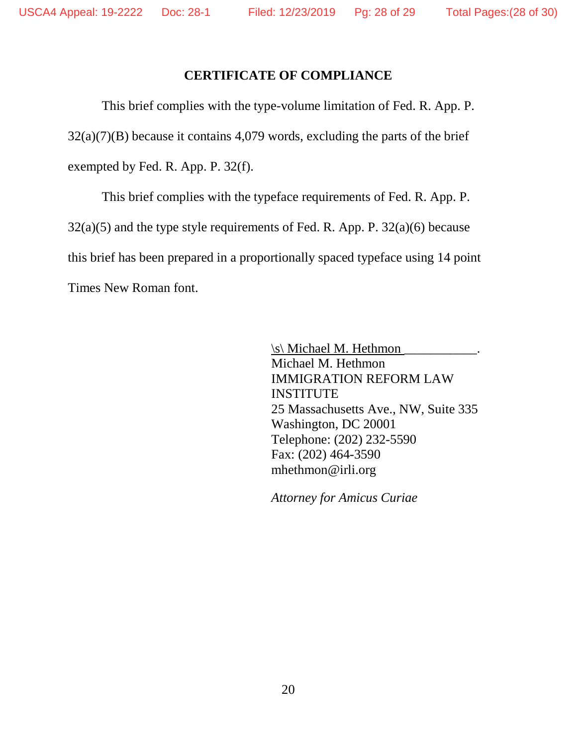## CERTIFICATE OF COMPLIANCE

This brief complies with the type-volume limitation of Fed. R. App. P. 32(a)(7)(B) because it contains 4,079 words, excluding the parts of the brief exempted by Fed. R. App. P. 32(f).

This brief complies with the typeface requirements of Fed. R. App. P. 32(a)(5) and the type style requirements of Fed. R. App. P. 32(a)(6) because this brief has been prepared in a proportionally spaced typeface using 14 point Times New Roman font.

\s\ Michael M. Hethmon___________.
Michael M. Hethmon
IMMIGRATION REFORM LAW INSTITUTE
25 Massachusetts Ave., NW, Suite 335
Washington, DC 20001
Telephone: (202) 232-5590
Fax: (202) 464-3590
mhethmon@irli.org

*Attorney for Amicus Curiae*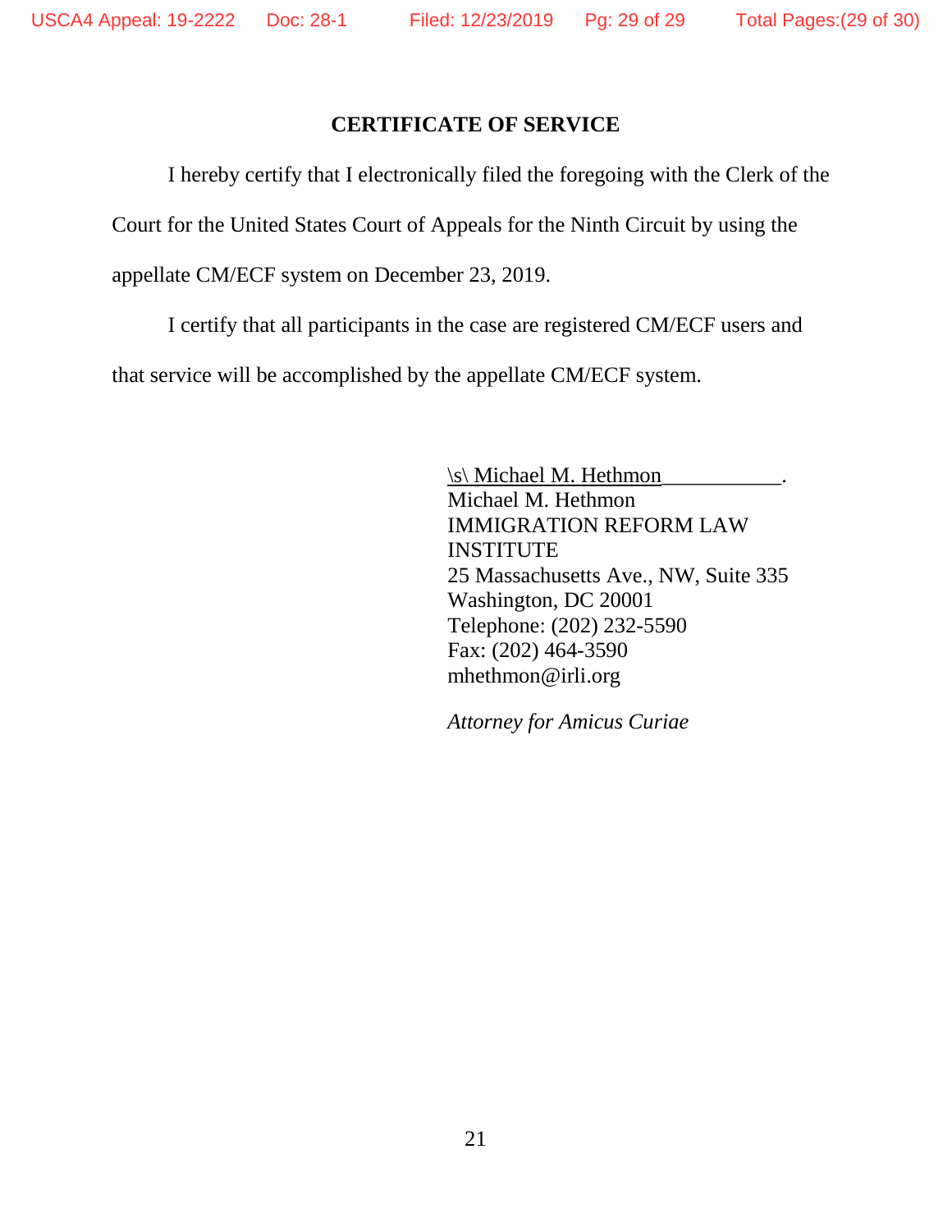## CERTIFICATE OF SERVICE

I hereby certify that I electronically filed the foregoing with the Clerk of the Court for the United States Court of Appeals for the Ninth Circuit by using the appellate CM/ECF system on December 23, 2019.

I certify that all participants in the case are registered CM/ECF users and that service will be accomplished by the appellate CM/ECF system.

\s\ Michael M. Hethmon___________.
Michael M. Hethmon
IMMIGRATION REFORM LAW INSTITUTE
25 Massachusetts Ave., NW, Suite 335
Washington, DC 20001
Telephone: (202) 232-5590
Fax: (202) 464-3590
mhethmon@irli.org

*Attorney for Amicus Curiae*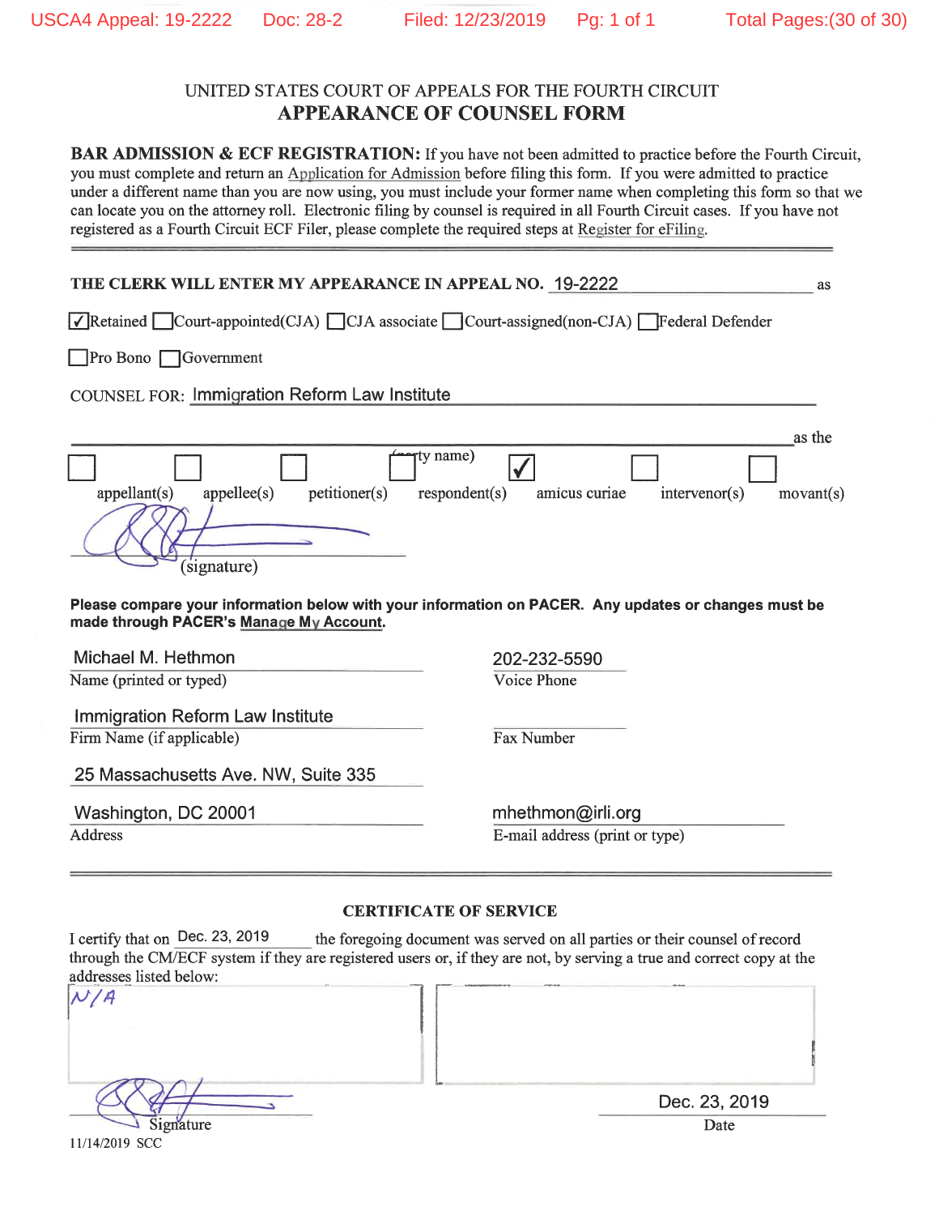# UNITED STATES COURT OF APPEALS FOR THE FOURTH CIRCUIT

## APPEARANCE OF COUNSEL FORM

**BAR ADMISSION & ECF REGISTRATION:** If you have not been admitted to practice before the Fourth Circuit, you must complete and return an Application for Admission before filing this form. If you were admitted to practice under a different name than you are now using, you must include your former name when completing this form so that we can locate you on the attorney roll. Electronic filing by counsel is required in all Fourth Circuit cases. If you have not registered as a Fourth Circuit ECF Filer, please complete the required steps at Register for eFiling.

---

**THE CLERK WILL ENTER MY APPEARANCE IN APPEAL NO.** 19-2222 as

☑ Retained ☐ Court-appointed(CJA) ☐ CJA associate ☐ Court-assigned(non-CJA) ☐ Federal Defender

☐ Pro Bono ☐ Government

COUNSEL FOR: Immigration Reform Law Institute

(party name) as the

☐ appellant(s) ☐ appellee(s) ☐ petitioner(s) ☐ respondent(s) ☑ amicus curiae ☐ intervenor(s) ☐ movant(s)

[signature]
(signature)

**Please compare your information below with your information on PACER. Any updates or changes must be made through PACER's Manage My Account.**

Michael M. Hethmon
Name (printed or typed)

202-232-5590
Voice Phone

Immigration Reform Law Institute
Firm Name (if applicable)

Fax Number

25 Massachusetts Ave. NW, Suite 335

Washington, DC 20001
Address

mhethmon@irli.org
E-mail address (print or type)

---

### CERTIFICATE OF SERVICE

I certify that on Dec. 23, 2019 the foregoing document was served on all parties or their counsel of record through the CM/ECF system if they are registered users or, if they are not, by serving a true and correct copy at the addresses listed below:

N/A

[signature]
Signature

Dec. 23, 2019
Date

11/14/2019 SCC